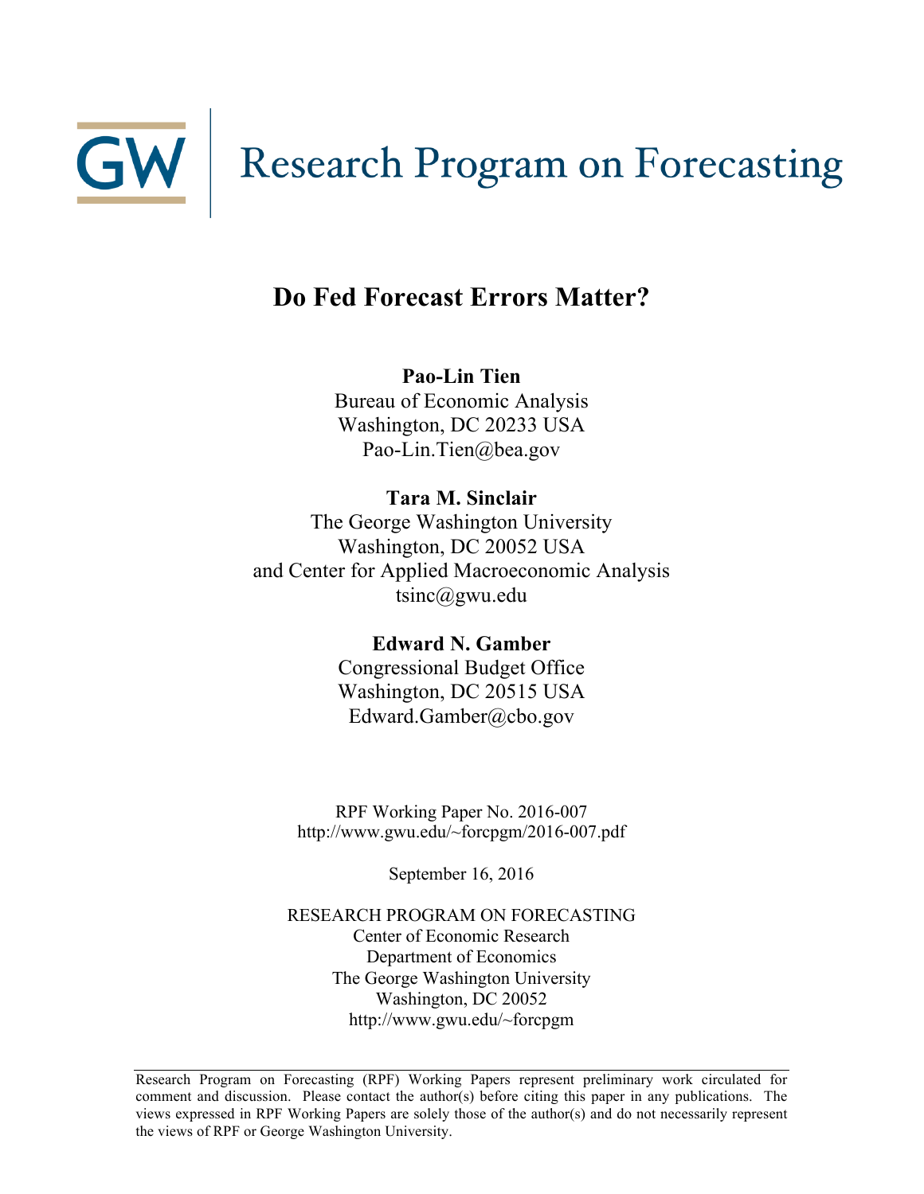GW | Research Program on Forecasting

# Do Fed Forecast Errors Matter?

**Pao-Lin Tien**
Bureau of Economic Analysis
Washington, DC 20233 USA
Pao-Lin.Tien@bea.gov

**Tara M. Sinclair**
The George Washington University
Washington, DC 20052 USA
and Center for Applied Macroeconomic Analysis
tsinc@gwu.edu

**Edward N. Gamber**
Congressional Budget Office
Washington, DC 20515 USA
Edward.Gamber@cbo.gov

RPF Working Paper No. 2016-007
http://www.gwu.edu/~forcpgm/2016-007.pdf

September 16, 2016

RESEARCH PROGRAM ON FORECASTING
Center of Economic Research
Department of Economics
The George Washington University
Washington, DC 20052
http://www.gwu.edu/~forcpgm

Research Program on Forecasting (RPF) Working Papers represent preliminary work circulated for comment and discussion. Please contact the author(s) before citing this paper in any publications. The views expressed in RPF Working Papers are solely those of the author(s) and do not necessarily represent the views of RPF or George Washington University.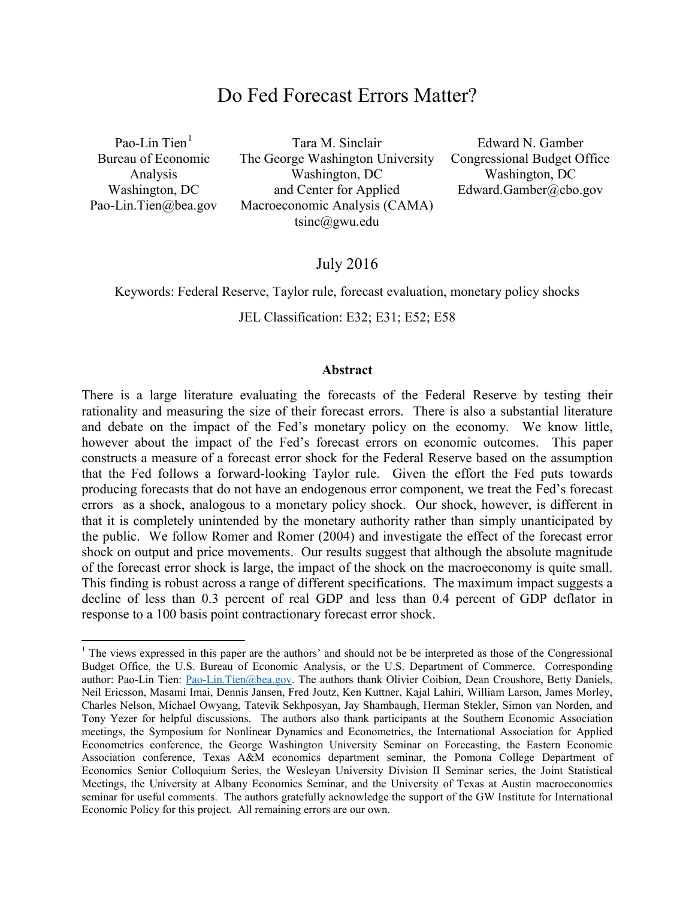# Do Fed Forecast Errors Matter?

Pao-Lin Tien[1]
Bureau of Economic Analysis
Washington, DC
Pao-Lin.Tien@bea.gov

Tara M. Sinclair
The George Washington University
Washington, DC
and Center for Applied Macroeconomic Analysis (CAMA)
tsinc@gwu.edu

Edward N. Gamber
Congressional Budget Office
Washington, DC
Edward.Gamber@cbo.gov

July 2016

Keywords: Federal Reserve, Taylor rule, forecast evaluation, monetary policy shocks

JEL Classification: E32; E31; E52; E58

**Abstract**

There is a large literature evaluating the forecasts of the Federal Reserve by testing their rationality and measuring the size of their forecast errors. There is also a substantial literature and debate on the impact of the Fed's monetary policy on the economy. We know little, however about the impact of the Fed's forecast errors on economic outcomes. This paper constructs a measure of a forecast error shock for the Federal Reserve based on the assumption that the Fed follows a forward-looking Taylor rule. Given the effort the Fed puts towards producing forecasts that do not have an endogenous error component, we treat the Fed's forecast errors as a shock, analogous to a monetary policy shock. Our shock, however, is different in that it is completely unintended by the monetary authority rather than simply unanticipated by the public. We follow Romer and Romer (2004) and investigate the effect of the forecast error shock on output and price movements. Our results suggest that although the absolute magnitude of the forecast error shock is large, the impact of the shock on the macroeconomy is quite small. This finding is robust across a range of different specifications. The maximum impact suggests a decline of less than 0.3 percent of real GDP and less than 0.4 percent of GDP deflator in response to a 100 basis point contractionary forecast error shock.

[1] The views expressed in this paper are the authors' and should not be be interpreted as those of the Congressional Budget Office, the U.S. Bureau of Economic Analysis, or the U.S. Department of Commerce. Corresponding author: Pao-Lin Tien: Pao-Lin.Tien@bea.gov. The authors thank Olivier Coibion, Dean Croushore, Betty Daniels, Neil Ericsson, Masami Imai, Dennis Jansen, Fred Joutz, Ken Kuttner, Kajal Lahiri, William Larson, James Morley, Charles Nelson, Michael Owyang, Tatevik Sekhposyan, Jay Shambaugh, Herman Stekler, Simon van Norden, and Tony Yezer for helpful discussions. The authors also thank participants at the Southern Economic Association meetings, the Symposium for Nonlinear Dynamics and Econometrics, the International Association for Applied Econometrics conference, the George Washington University Seminar on Forecasting, the Eastern Economic Association conference, Texas A&M economics department seminar, the Pomona College Department of Economics Senior Colloquium Series, the Wesleyan University Division II Seminar series, the Joint Statistical Meetings, the University at Albany Economics Seminar, and the University of Texas at Austin macroeconomics seminar for useful comments. The authors gratefully acknowledge the support of the GW Institute for International Economic Policy for this project. All remaining errors are our own.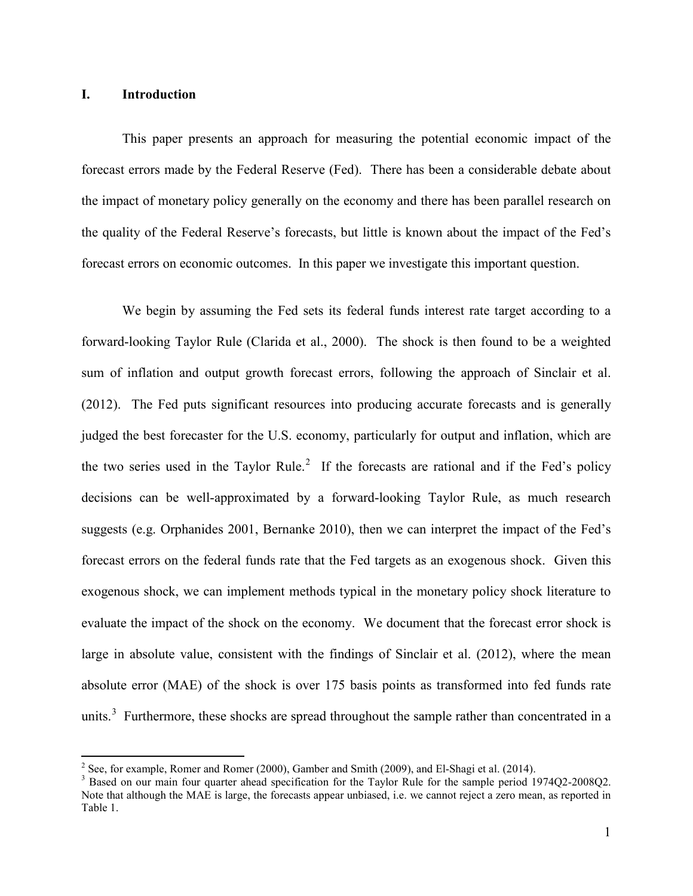## I. Introduction

This paper presents an approach for measuring the potential economic impact of the forecast errors made by the Federal Reserve (Fed). There has been a considerable debate about the impact of monetary policy generally on the economy and there has been parallel research on the quality of the Federal Reserve's forecasts, but little is known about the impact of the Fed's forecast errors on economic outcomes. In this paper we investigate this important question.

We begin by assuming the Fed sets its federal funds interest rate target according to a forward-looking Taylor Rule (Clarida et al., 2000). The shock is then found to be a weighted sum of inflation and output growth forecast errors, following the approach of Sinclair et al. (2012). The Fed puts significant resources into producing accurate forecasts and is generally judged the best forecaster for the U.S. economy, particularly for output and inflation, which are the two series used in the Taylor Rule.[2] If the forecasts are rational and if the Fed's policy decisions can be well-approximated by a forward-looking Taylor Rule, as much research suggests (e.g. Orphanides 2001, Bernanke 2010), then we can interpret the impact of the Fed's forecast errors on the federal funds rate that the Fed targets as an exogenous shock. Given this exogenous shock, we can implement methods typical in the monetary policy shock literature to evaluate the impact of the shock on the economy. We document that the forecast error shock is large in absolute value, consistent with the findings of Sinclair et al. (2012), where the mean absolute error (MAE) of the shock is over 175 basis points as transformed into fed funds rate units.[3] Furthermore, these shocks are spread throughout the sample rather than concentrated in a

---

[2] See, for example, Romer and Romer (2000), Gamber and Smith (2009), and El-Shagi et al. (2014).

[3] Based on our main four quarter ahead specification for the Taylor Rule for the sample period 1974Q2-2008Q2. Note that although the MAE is large, the forecasts appear unbiased, i.e. we cannot reject a zero mean, as reported in Table 1.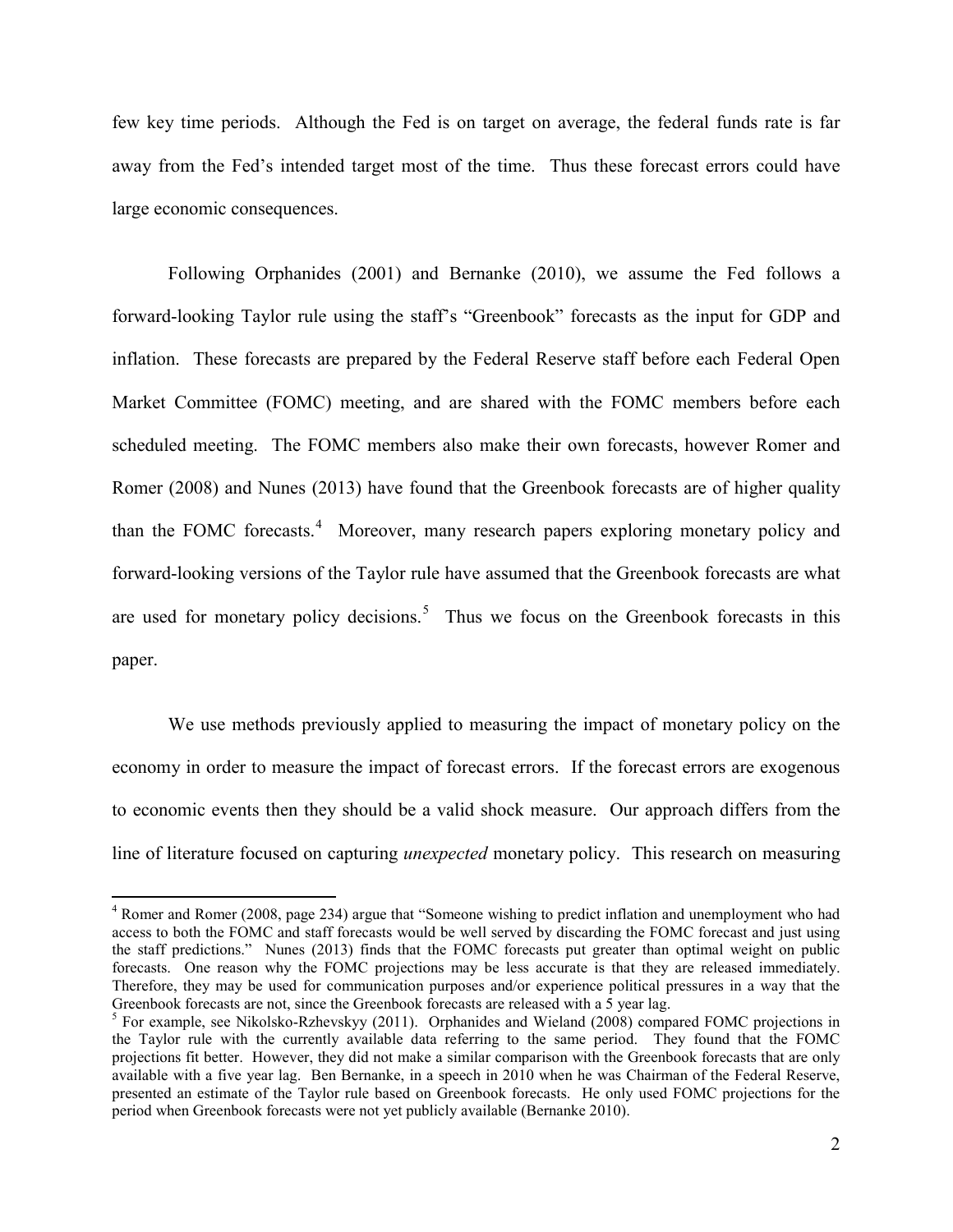few key time periods. Although the Fed is on target on average, the federal funds rate is far away from the Fed's intended target most of the time. Thus these forecast errors could have large economic consequences.

Following Orphanides (2001) and Bernanke (2010), we assume the Fed follows a forward-looking Taylor rule using the staff's "Greenbook" forecasts as the input for GDP and inflation. These forecasts are prepared by the Federal Reserve staff before each Federal Open Market Committee (FOMC) meeting, and are shared with the FOMC members before each scheduled meeting. The FOMC members also make their own forecasts, however Romer and Romer (2008) and Nunes (2013) have found that the Greenbook forecasts are of higher quality than the FOMC forecasts.[4] Moreover, many research papers exploring monetary policy and forward-looking versions of the Taylor rule have assumed that the Greenbook forecasts are what are used for monetary policy decisions.[5] Thus we focus on the Greenbook forecasts in this paper.

We use methods previously applied to measuring the impact of monetary policy on the economy in order to measure the impact of forecast errors. If the forecast errors are exogenous to economic events then they should be a valid shock measure. Our approach differs from the line of literature focused on capturing *unexpected* monetary policy. This research on measuring

[4] Romer and Romer (2008, page 234) argue that "Someone wishing to predict inflation and unemployment who had access to both the FOMC and staff forecasts would be well served by discarding the FOMC forecast and just using the staff predictions." Nunes (2013) finds that the FOMC forecasts put greater than optimal weight on public forecasts. One reason why the FOMC projections may be less accurate is that they are released immediately. Therefore, they may be used for communication purposes and/or experience political pressures in a way that the Greenbook forecasts are not, since the Greenbook forecasts are released with a 5 year lag.

[5] For example, see Nikolsko-Rzhevskyy (2011). Orphanides and Wieland (2008) compared FOMC projections in the Taylor rule with the currently available data referring to the same period. They found that the FOMC projections fit better. However, they did not make a similar comparison with the Greenbook forecasts that are only available with a five year lag. Ben Bernanke, in a speech in 2010 when he was Chairman of the Federal Reserve, presented an estimate of the Taylor rule based on Greenbook forecasts. He only used FOMC projections for the period when Greenbook forecasts were not yet publicly available (Bernanke 2010).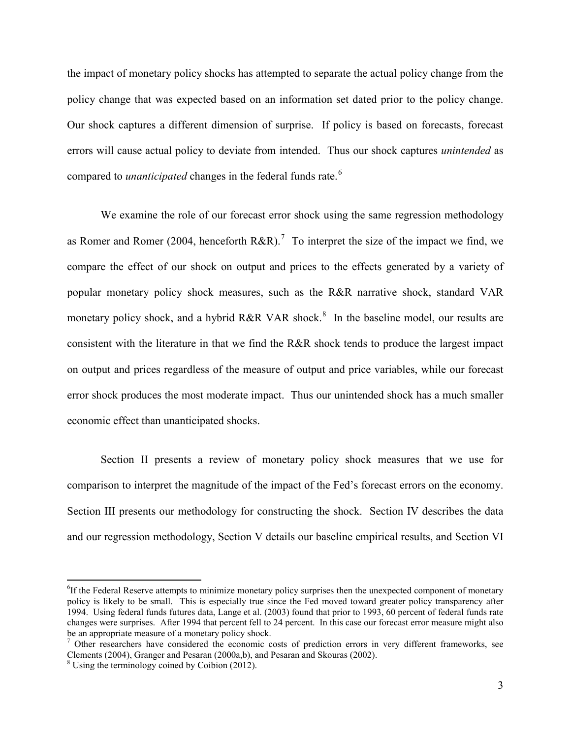the impact of monetary policy shocks has attempted to separate the actual policy change from the policy change that was expected based on an information set dated prior to the policy change. Our shock captures a different dimension of surprise. If policy is based on forecasts, forecast errors will cause actual policy to deviate from intended. Thus our shock captures *unintended* as compared to *unanticipated* changes in the federal funds rate.[6]

We examine the role of our forecast error shock using the same regression methodology as Romer and Romer (2004, henceforth R&R).[7] To interpret the size of the impact we find, we compare the effect of our shock on output and prices to the effects generated by a variety of popular monetary policy shock measures, such as the R&R narrative shock, standard VAR monetary policy shock, and a hybrid R&R VAR shock.[8] In the baseline model, our results are consistent with the literature in that we find the R&R shock tends to produce the largest impact on output and prices regardless of the measure of output and price variables, while our forecast error shock produces the most moderate impact. Thus our unintended shock has a much smaller economic effect than unanticipated shocks.

Section II presents a review of monetary policy shock measures that we use for comparison to interpret the magnitude of the impact of the Fed's forecast errors on the economy. Section III presents our methodology for constructing the shock. Section IV describes the data and our regression methodology, Section V details our baseline empirical results, and Section VI

---

[6] If the Federal Reserve attempts to minimize monetary policy surprises then the unexpected component of monetary policy is likely to be small. This is especially true since the Fed moved toward greater policy transparency after 1994. Using federal funds futures data, Lange et al. (2003) found that prior to 1993, 60 percent of federal funds rate changes were surprises. After 1994 that percent fell to 24 percent. In this case our forecast error measure might also be an appropriate measure of a monetary policy shock.

[7] Other researchers have considered the economic costs of prediction errors in very different frameworks, see Clements (2004), Granger and Pesaran (2000a,b), and Pesaran and Skouras (2002).

[8] Using the terminology coined by Coibion (2012).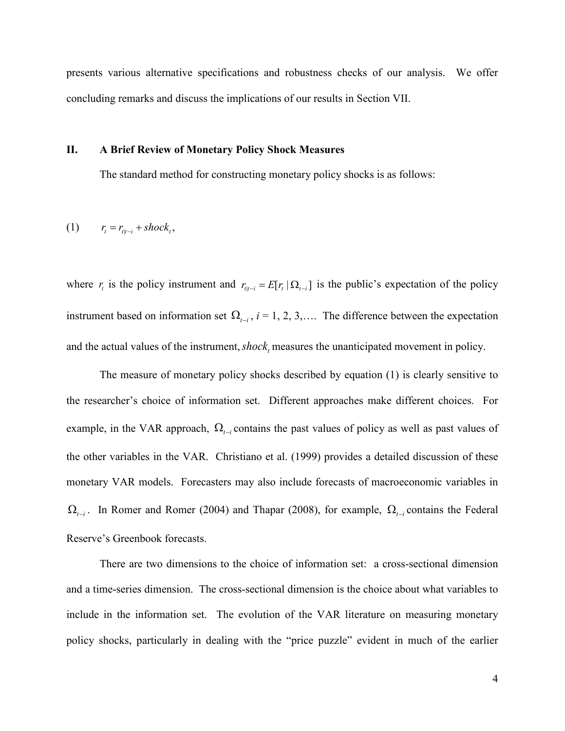presents various alternative specifications and robustness checks of our analysis. We offer concluding remarks and discuss the implications of our results in Section VII.

## II. A Brief Review of Monetary Policy Shock Measures

The standard method for constructing monetary policy shocks is as follows:

$$(1) \qquad r_t = r_{t|t-i} + shock_t,$$

where $r_t$ is the policy instrument and $r_{t|t-i} = E[r_t \mid \Omega_{t-i}]$ is the public's expectation of the policy instrument based on information set $\Omega_{t-i}$, $i$ = 1, 2, 3,…. The difference between the expectation and the actual values of the instrument, $shock_t$ measures the unanticipated movement in policy.

The measure of monetary policy shocks described by equation (1) is clearly sensitive to the researcher's choice of information set. Different approaches make different choices. For example, in the VAR approach, $\Omega_{t-i}$ contains the past values of policy as well as past values of the other variables in the VAR. Christiano et al. (1999) provides a detailed discussion of these monetary VAR models. Forecasters may also include forecasts of macroeconomic variables in $\Omega_{t-i}$. In Romer and Romer (2004) and Thapar (2008), for example, $\Omega_{t-i}$ contains the Federal Reserve's Greenbook forecasts.

There are two dimensions to the choice of information set: a cross-sectional dimension and a time-series dimension. The cross-sectional dimension is the choice about what variables to include in the information set. The evolution of the VAR literature on measuring monetary policy shocks, particularly in dealing with the "price puzzle" evident in much of the earlier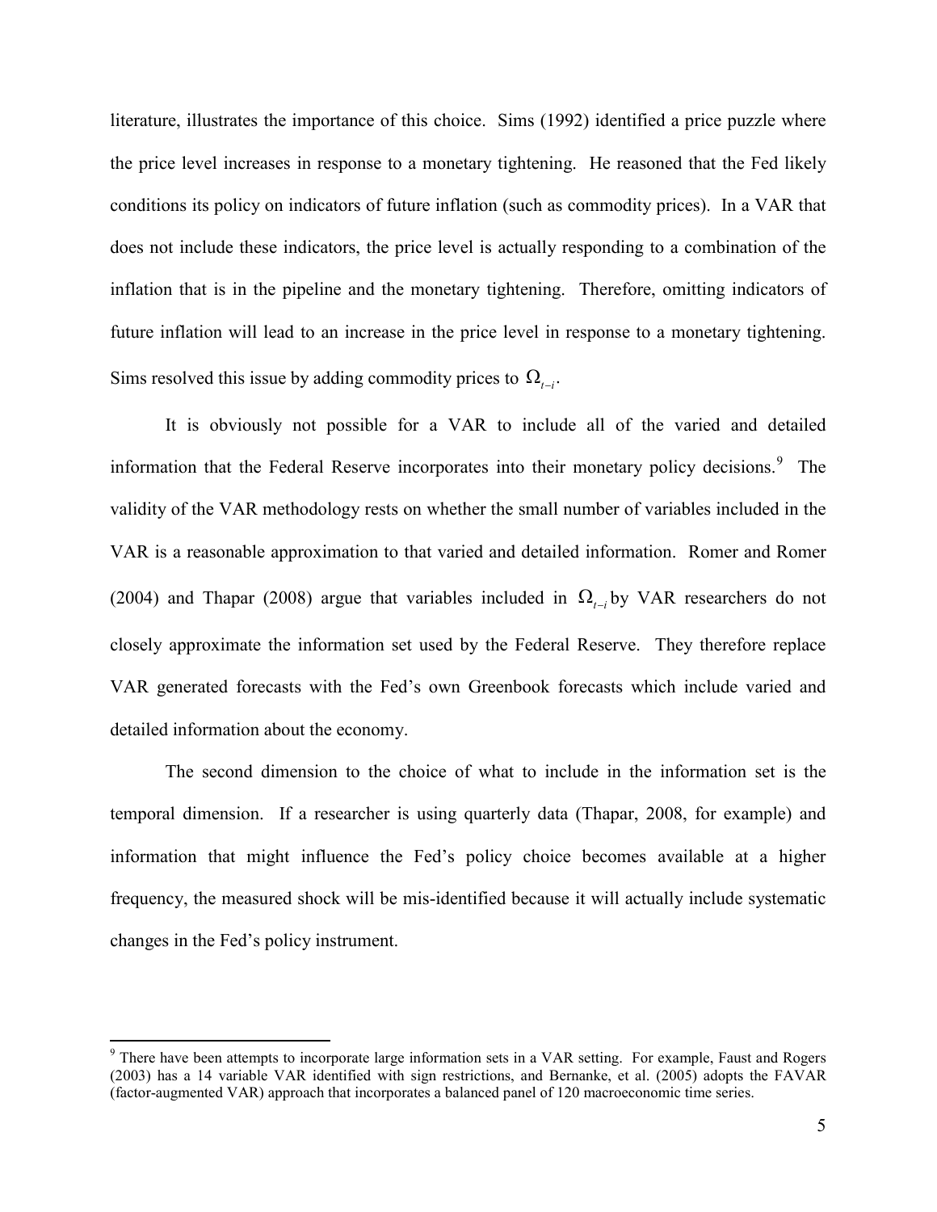literature, illustrates the importance of this choice. Sims (1992) identified a price puzzle where the price level increases in response to a monetary tightening. He reasoned that the Fed likely conditions its policy on indicators of future inflation (such as commodity prices). In a VAR that does not include these indicators, the price level is actually responding to a combination of the inflation that is in the pipeline and the monetary tightening. Therefore, omitting indicators of future inflation will lead to an increase in the price level in response to a monetary tightening. Sims resolved this issue by adding commodity prices to $\Omega_{t-i}$.

It is obviously not possible for a VAR to include all of the varied and detailed information that the Federal Reserve incorporates into their monetary policy decisions.[9] The validity of the VAR methodology rests on whether the small number of variables included in the VAR is a reasonable approximation to that varied and detailed information. Romer and Romer (2004) and Thapar (2008) argue that variables included in $\Omega_{t-i}$ by VAR researchers do not closely approximate the information set used by the Federal Reserve. They therefore replace VAR generated forecasts with the Fed's own Greenbook forecasts which include varied and detailed information about the economy.

The second dimension to the choice of what to include in the information set is the temporal dimension. If a researcher is using quarterly data (Thapar, 2008, for example) and information that might influence the Fed's policy choice becomes available at a higher frequency, the measured shock will be mis-identified because it will actually include systematic changes in the Fed's policy instrument.

[9] There have been attempts to incorporate large information sets in a VAR setting. For example, Faust and Rogers (2003) has a 14 variable VAR identified with sign restrictions, and Bernanke, et al. (2005) adopts the FAVAR (factor-augmented VAR) approach that incorporates a balanced panel of 120 macroeconomic time series.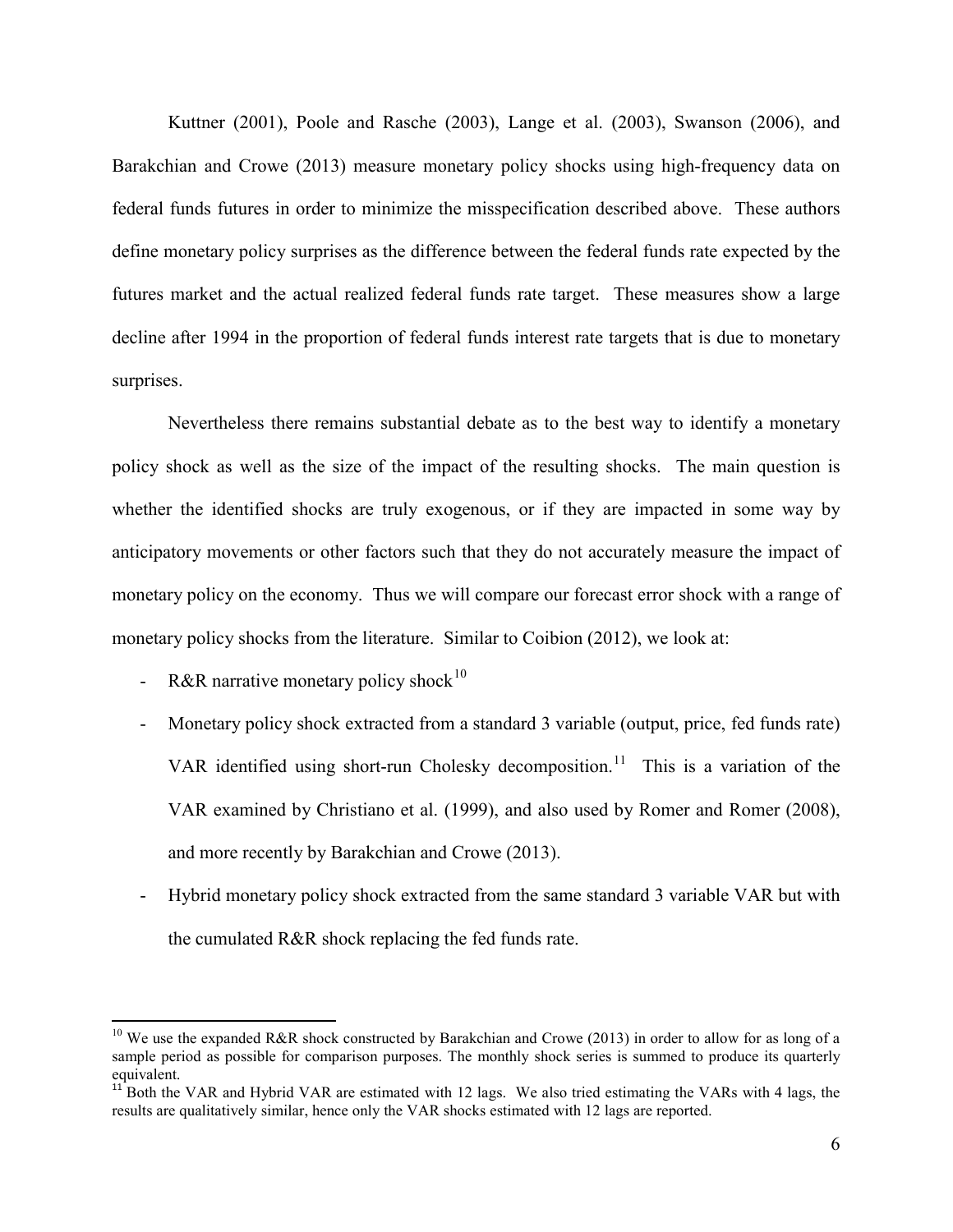Kuttner (2001), Poole and Rasche (2003), Lange et al. (2003), Swanson (2006), and Barakchian and Crowe (2013) measure monetary policy shocks using high-frequency data on federal funds futures in order to minimize the misspecification described above. These authors define monetary policy surprises as the difference between the federal funds rate expected by the futures market and the actual realized federal funds rate target. These measures show a large decline after 1994 in the proportion of federal funds interest rate targets that is due to monetary surprises.

Nevertheless there remains substantial debate as to the best way to identify a monetary policy shock as well as the size of the impact of the resulting shocks. The main question is whether the identified shocks are truly exogenous, or if they are impacted in some way by anticipatory movements or other factors such that they do not accurately measure the impact of monetary policy on the economy. Thus we will compare our forecast error shock with a range of monetary policy shocks from the literature. Similar to Coibion (2012), we look at:

- R&R narrative monetary policy shock[10]
- Monetary policy shock extracted from a standard 3 variable (output, price, fed funds rate) VAR identified using short-run Cholesky decomposition.[11] This is a variation of the VAR examined by Christiano et al. (1999), and also used by Romer and Romer (2008), and more recently by Barakchian and Crowe (2013).
- Hybrid monetary policy shock extracted from the same standard 3 variable VAR but with the cumulated R&R shock replacing the fed funds rate.

[10] We use the expanded R&R shock constructed by Barakchian and Crowe (2013) in order to allow for as long of a sample period as possible for comparison purposes. The monthly shock series is summed to produce its quarterly equivalent.

[11] Both the VAR and Hybrid VAR are estimated with 12 lags. We also tried estimating the VARs with 4 lags, the results are qualitatively similar, hence only the VAR shocks estimated with 12 lags are reported.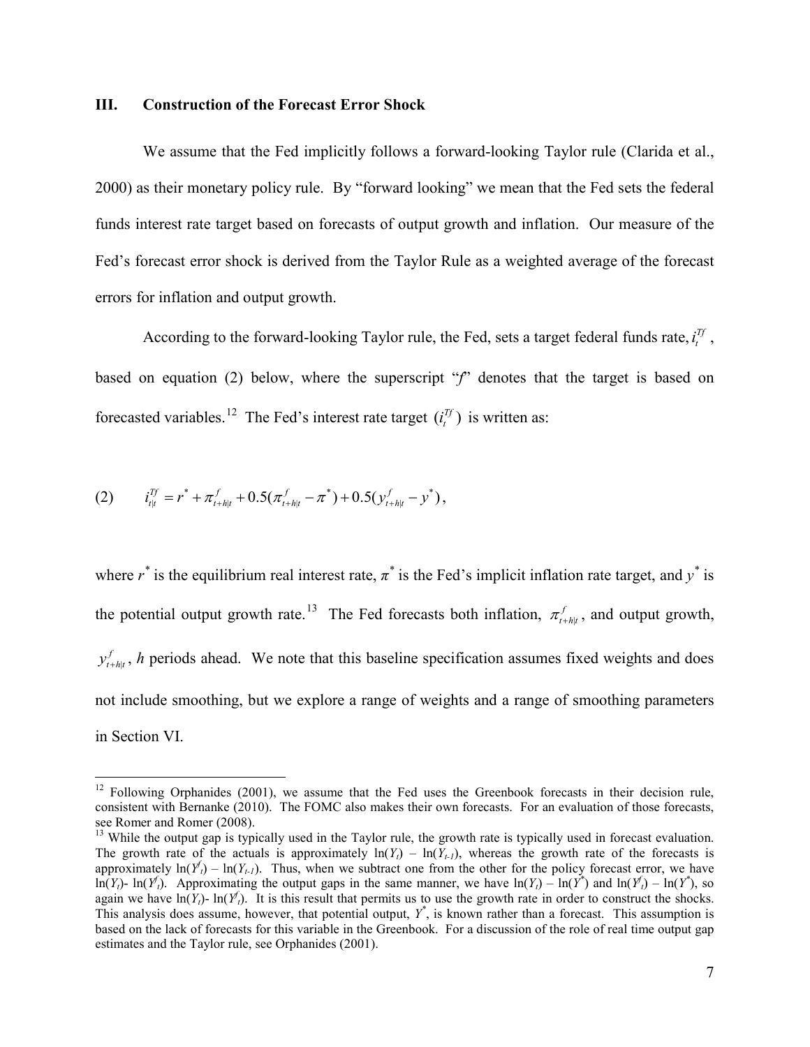## III. Construction of the Forecast Error Shock

We assume that the Fed implicitly follows a forward-looking Taylor rule (Clarida et al., 2000) as their monetary policy rule. By "forward looking" we mean that the Fed sets the federal funds interest rate target based on forecasts of output growth and inflation. Our measure of the Fed's forecast error shock is derived from the Taylor Rule as a weighted average of the forecast errors for inflation and output growth.

According to the forward-looking Taylor rule, the Fed, sets a target federal funds rate, $i_t^{Tf}$, based on equation (2) below, where the superscript "*f*" denotes that the target is based on forecasted variables.[12] The Fed's interest rate target $(i_t^{Tf})$ is written as:

$$(2) \qquad i_{t|t}^{Tf} = r^* + \pi_{t+h|t}^f + 0.5(\pi_{t+h|t}^f - \pi^*) + 0.5(y_{t+h|t}^f - y^*),$$

where $r^*$ is the equilibrium real interest rate, $\pi^*$ is the Fed's implicit inflation rate target, and $y^*$ is the potential output growth rate.[13] The Fed forecasts both inflation, $\pi_{t+h|t}^f$, and output growth, $y_{t+h|t}^f$, *h* periods ahead. We note that this baseline specification assumes fixed weights and does not include smoothing, but we explore a range of weights and a range of smoothing parameters in Section VI.

---

[12] Following Orphanides (2001), we assume that the Fed uses the Greenbook forecasts in their decision rule, consistent with Bernanke (2010). The FOMC also makes their own forecasts. For an evaluation of those forecasts, see Romer and Romer (2008).

[13] While the output gap is typically used in the Taylor rule, the growth rate is typically used in forecast evaluation. The growth rate of the actuals is approximately $\ln(Y_t) - \ln(Y_{t-1})$, whereas the growth rate of the forecasts is approximately $\ln(Y^f_t) - \ln(Y_{t-1})$. Thus, when we subtract one from the other for the policy forecast error, we have $\ln(Y_t) - \ln(Y^f_t)$. Approximating the output gaps in the same manner, we have $\ln(Y_t) - \ln(Y^*)$ and $\ln(Y^f_t) - \ln(Y^*)$, so again we have $\ln(Y_t) - \ln(Y^f_t)$. It is this result that permits us to use the growth rate in order to construct the shocks. This analysis does assume, however, that potential output, $Y^*$, is known rather than a forecast. This assumption is based on the lack of forecasts for this variable in the Greenbook. For a discussion of the role of real time output gap estimates and the Taylor rule, see Orphanides (2001).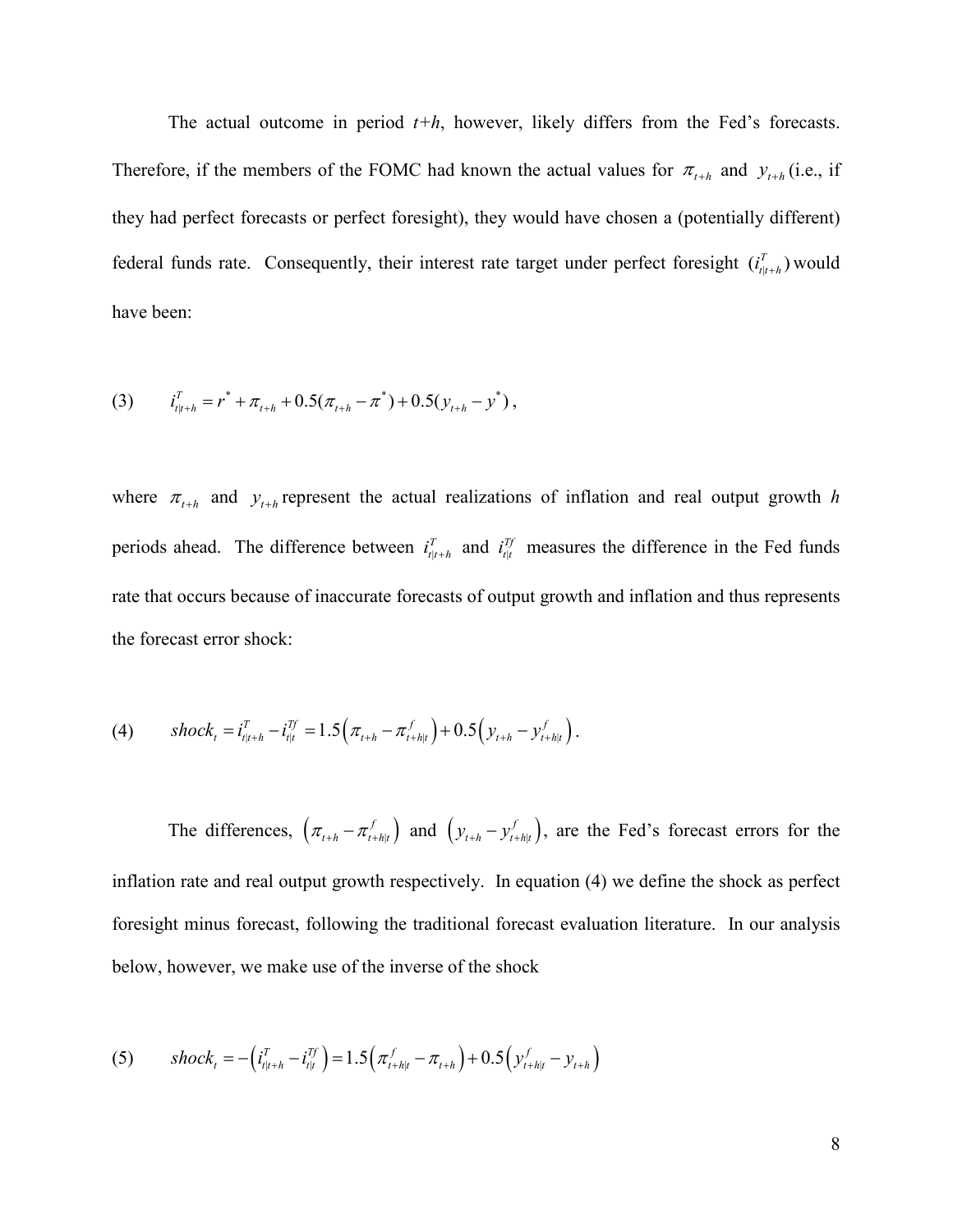The actual outcome in period *t+h*, however, likely differs from the Fed's forecasts. Therefore, if the members of the FOMC had known the actual values for $\pi_{t+h}$ and $y_{t+h}$ (i.e., if they had perfect forecasts or perfect foresight), they would have chosen a (potentially different) federal funds rate. Consequently, their interest rate target under perfect foresight $(i^{T}_{t|t+h})$ would have been:

$$(3) \qquad i^{T}_{t|t+h} = r^{*} + \pi_{t+h} + 0.5(\pi_{t+h} - \pi^{*}) + 0.5(y_{t+h} - y^{*}),$$

where $\pi_{t+h}$ and $y_{t+h}$ represent the actual realizations of inflation and real output growth *h* periods ahead. The difference between $i^{T}_{t|t+h}$ and $i^{Tf}_{t|t}$ measures the difference in the Fed funds rate that occurs because of inaccurate forecasts of output growth and inflation and thus represents the forecast error shock:

$$(4) \qquad shock_{t} = i^{T}_{t|t+h} - i^{Tf}_{t|t} = 1.5\left(\pi_{t+h} - \pi^{f}_{t+h|t}\right) + 0.5\left(y_{t+h} - y^{f}_{t+h|t}\right).$$

The differences, $\left(\pi_{t+h} - \pi^{f}_{t+h|t}\right)$ and $\left(y_{t+h} - y^{f}_{t+h|t}\right)$, are the Fed's forecast errors for the inflation rate and real output growth respectively. In equation (4) we define the shock as perfect foresight minus forecast, following the traditional forecast evaluation literature. In our analysis below, however, we make use of the inverse of the shock

$$(5) \qquad shock_{t} = -\left(i^{T}_{t|t+h} - i^{Tf}_{t|t}\right) = 1.5\left(\pi^{f}_{t+h|t} - \pi_{t+h}\right) + 0.5\left(y^{f}_{t+h|t} - y_{t+h}\right)$$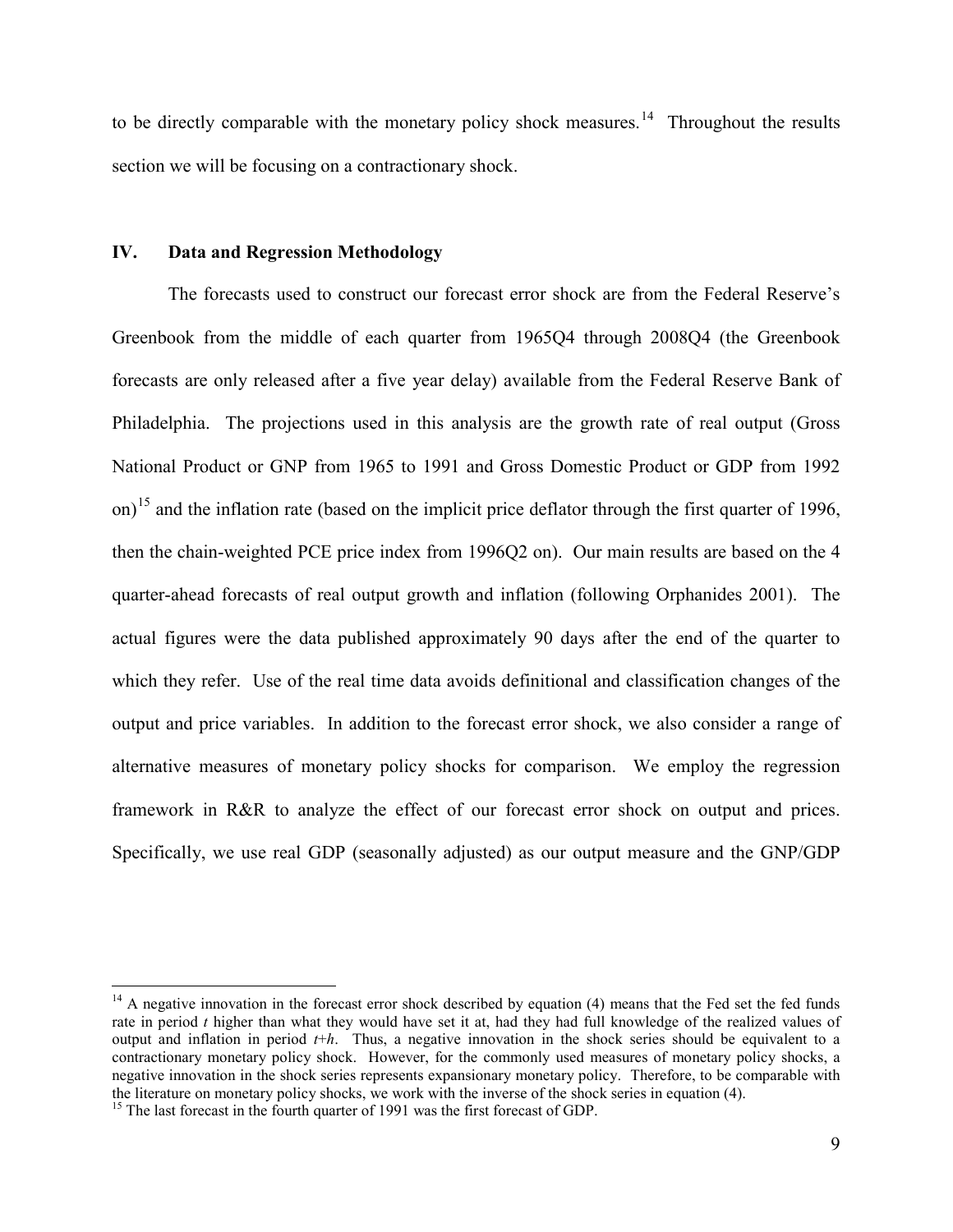to be directly comparable with the monetary policy shock measures.[14] Throughout the results section we will be focusing on a contractionary shock.

## IV. Data and Regression Methodology

The forecasts used to construct our forecast error shock are from the Federal Reserve's Greenbook from the middle of each quarter from 1965Q4 through 2008Q4 (the Greenbook forecasts are only released after a five year delay) available from the Federal Reserve Bank of Philadelphia. The projections used in this analysis are the growth rate of real output (Gross National Product or GNP from 1965 to 1991 and Gross Domestic Product or GDP from 1992 on)[15] and the inflation rate (based on the implicit price deflator through the first quarter of 1996, then the chain-weighted PCE price index from 1996Q2 on). Our main results are based on the 4 quarter-ahead forecasts of real output growth and inflation (following Orphanides 2001). The actual figures were the data published approximately 90 days after the end of the quarter to which they refer. Use of the real time data avoids definitional and classification changes of the output and price variables. In addition to the forecast error shock, we also consider a range of alternative measures of monetary policy shocks for comparison. We employ the regression framework in R&R to analyze the effect of our forecast error shock on output and prices. Specifically, we use real GDP (seasonally adjusted) as our output measure and the GNP/GDP

---

[14] A negative innovation in the forecast error shock described by equation (4) means that the Fed set the fed funds rate in period $t$ higher than what they would have set it at, had they had full knowledge of the realized values of output and inflation in period $t+h$. Thus, a negative innovation in the shock series should be equivalent to a contractionary monetary policy shock. However, for the commonly used measures of monetary policy shocks, a negative innovation in the shock series represents expansionary monetary policy. Therefore, to be comparable with the literature on monetary policy shocks, we work with the inverse of the shock series in equation (4).

[15] The last forecast in the fourth quarter of 1991 was the first forecast of GDP.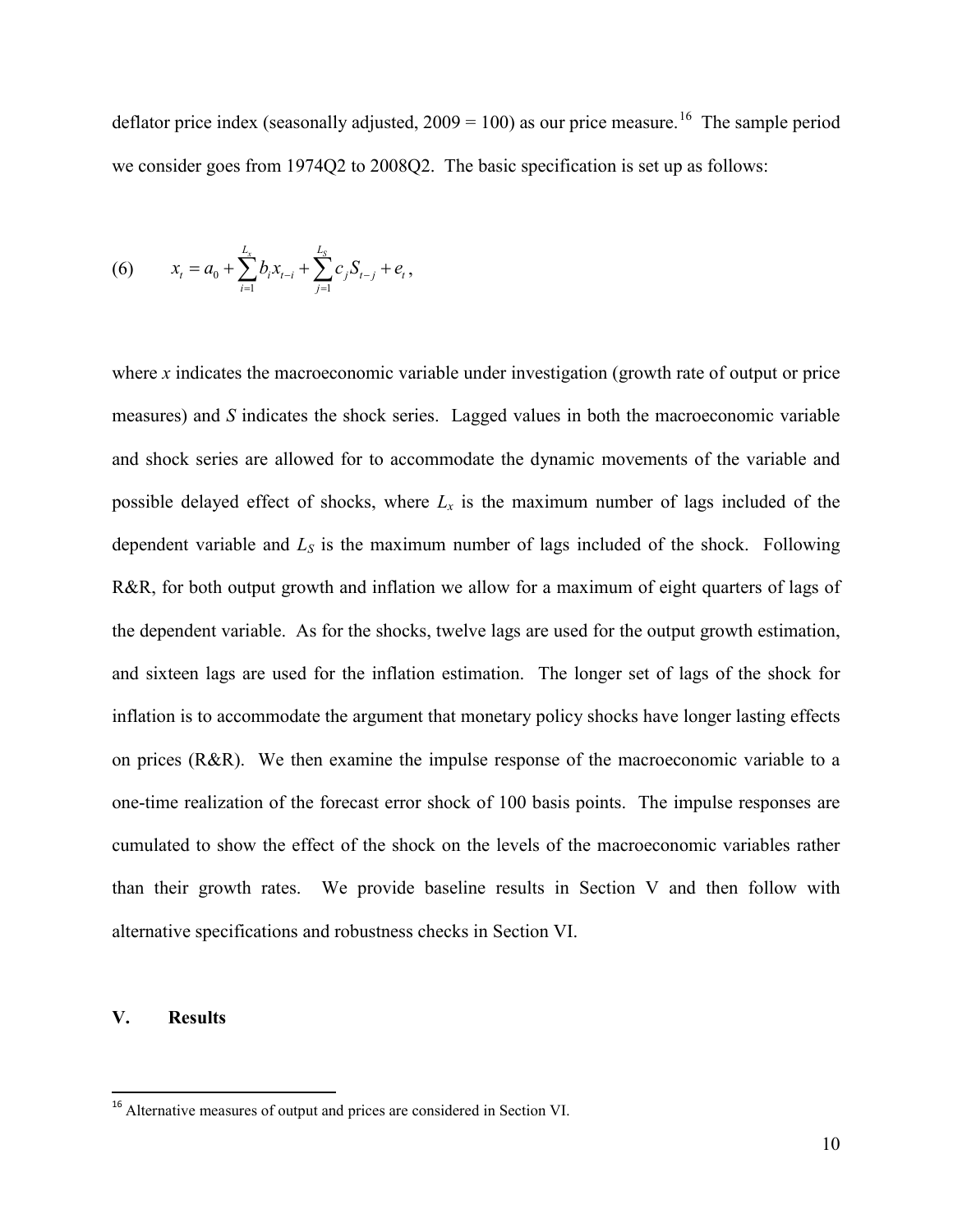deflator price index (seasonally adjusted, 2009 = 100) as our price measure.[16] The sample period we consider goes from 1974Q2 to 2008Q2. The basic specification is set up as follows:

$$(6) \qquad x_t = a_0 + \sum_{i=1}^{L_x} b_i x_{t-i} + \sum_{j=1}^{L_S} c_j S_{t-j} + e_t ,$$

where $x$ indicates the macroeconomic variable under investigation (growth rate of output or price measures) and $S$ indicates the shock series. Lagged values in both the macroeconomic variable and shock series are allowed for to accommodate the dynamic movements of the variable and possible delayed effect of shocks, where $L_x$ is the maximum number of lags included of the dependent variable and $L_S$ is the maximum number of lags included of the shock. Following R&R, for both output growth and inflation we allow for a maximum of eight quarters of lags of the dependent variable. As for the shocks, twelve lags are used for the output growth estimation, and sixteen lags are used for the inflation estimation. The longer set of lags of the shock for inflation is to accommodate the argument that monetary policy shocks have longer lasting effects on prices (R&R). We then examine the impulse response of the macroeconomic variable to a one-time realization of the forecast error shock of 100 basis points. The impulse responses are cumulated to show the effect of the shock on the levels of the macroeconomic variables rather than their growth rates. We provide baseline results in Section V and then follow with alternative specifications and robustness checks in Section VI.

## V. Results

[16] Alternative measures of output and prices are considered in Section VI.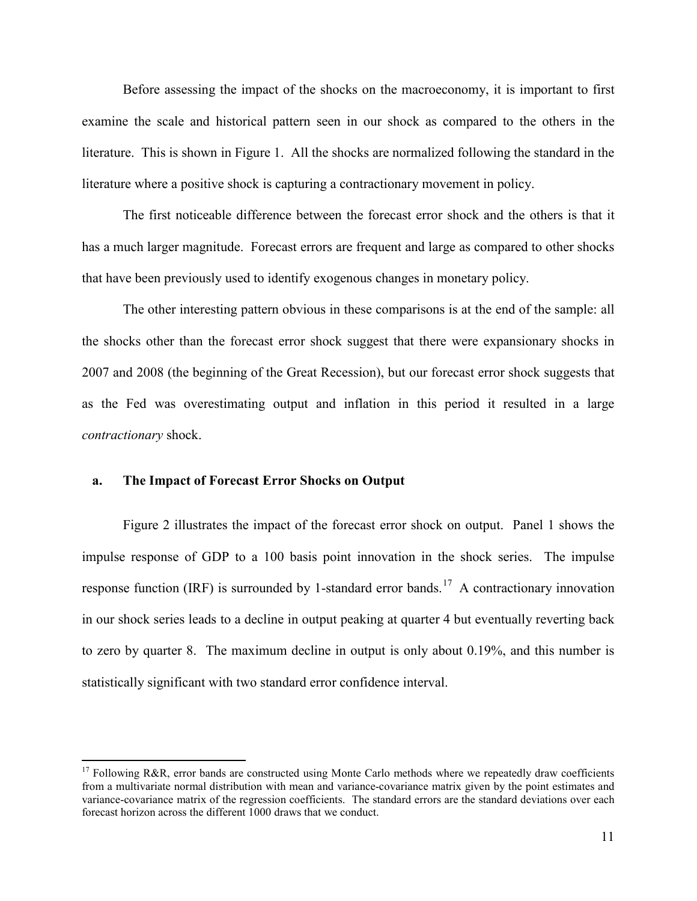Before assessing the impact of the shocks on the macroeconomy, it is important to first examine the scale and historical pattern seen in our shock as compared to the others in the literature. This is shown in Figure 1. All the shocks are normalized following the standard in the literature where a positive shock is capturing a contractionary movement in policy.

The first noticeable difference between the forecast error shock and the others is that it has a much larger magnitude. Forecast errors are frequent and large as compared to other shocks that have been previously used to identify exogenous changes in monetary policy.

The other interesting pattern obvious in these comparisons is at the end of the sample: all the shocks other than the forecast error shock suggest that there were expansionary shocks in 2007 and 2008 (the beginning of the Great Recession), but our forecast error shock suggests that as the Fed was overestimating output and inflation in this period it resulted in a large *contractionary* shock.

### a. The Impact of Forecast Error Shocks on Output

Figure 2 illustrates the impact of the forecast error shock on output. Panel 1 shows the impulse response of GDP to a 100 basis point innovation in the shock series. The impulse response function (IRF) is surrounded by 1-standard error bands.[17] A contractionary innovation in our shock series leads to a decline in output peaking at quarter 4 but eventually reverting back to zero by quarter 8. The maximum decline in output is only about 0.19%, and this number is statistically significant with two standard error confidence interval.

[17] Following R&R, error bands are constructed using Monte Carlo methods where we repeatedly draw coefficients from a multivariate normal distribution with mean and variance-covariance matrix given by the point estimates and variance-covariance matrix of the regression coefficients. The standard errors are the standard deviations over each forecast horizon across the different 1000 draws that we conduct.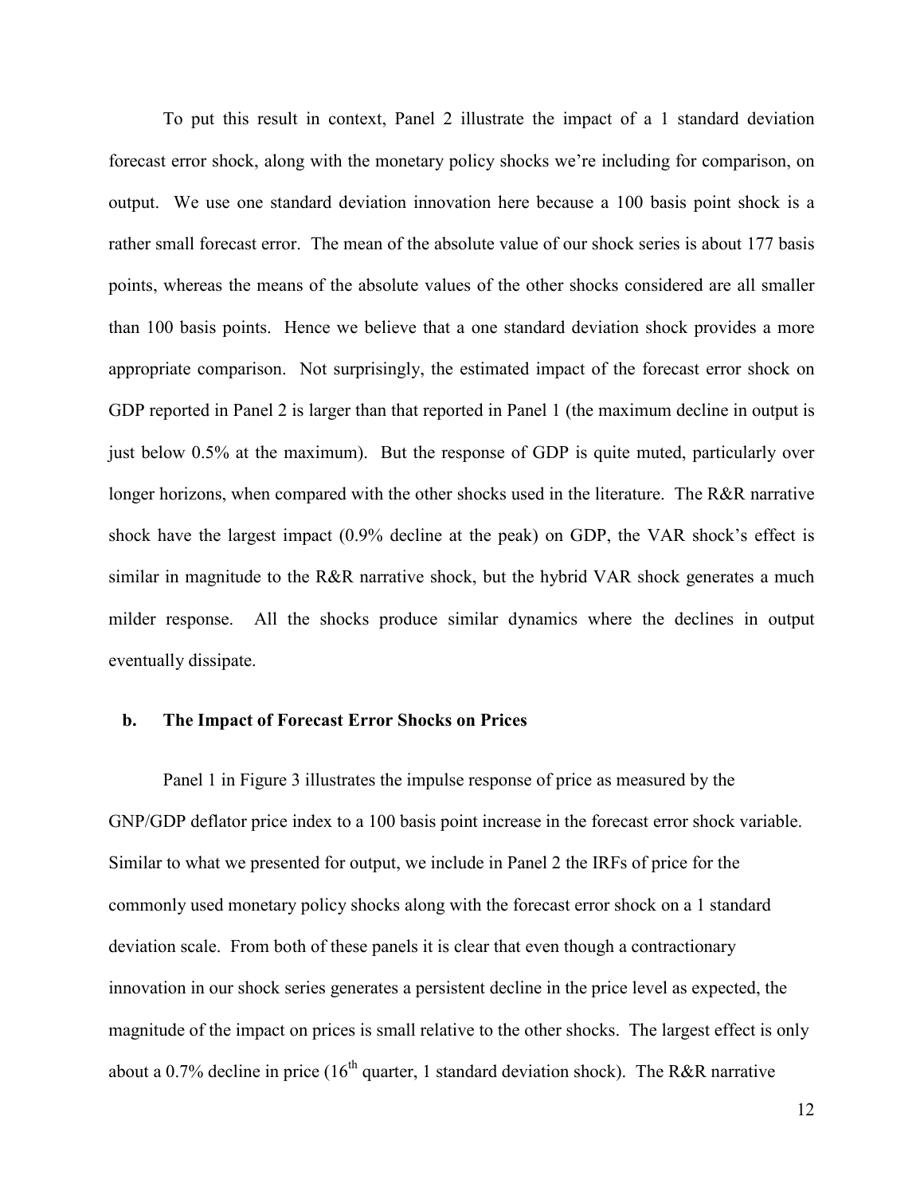To put this result in context, Panel 2 illustrate the impact of a 1 standard deviation forecast error shock, along with the monetary policy shocks we're including for comparison, on output. We use one standard deviation innovation here because a 100 basis point shock is a rather small forecast error. The mean of the absolute value of our shock series is about 177 basis points, whereas the means of the absolute values of the other shocks considered are all smaller than 100 basis points. Hence we believe that a one standard deviation shock provides a more appropriate comparison. Not surprisingly, the estimated impact of the forecast error shock on GDP reported in Panel 2 is larger than that reported in Panel 1 (the maximum decline in output is just below 0.5% at the maximum). But the response of GDP is quite muted, particularly over longer horizons, when compared with the other shocks used in the literature. The R&R narrative shock have the largest impact (0.9% decline at the peak) on GDP, the VAR shock's effect is similar in magnitude to the R&R narrative shock, but the hybrid VAR shock generates a much milder response. All the shocks produce similar dynamics where the declines in output eventually dissipate.

### b. The Impact of Forecast Error Shocks on Prices

Panel 1 in Figure 3 illustrates the impulse response of price as measured by the GNP/GDP deflator price index to a 100 basis point increase in the forecast error shock variable. Similar to what we presented for output, we include in Panel 2 the IRFs of price for the commonly used monetary policy shocks along with the forecast error shock on a 1 standard deviation scale. From both of these panels it is clear that even though a contractionary innovation in our shock series generates a persistent decline in the price level as expected, the magnitude of the impact on prices is small relative to the other shocks. The largest effect is only about a 0.7% decline in price (16th quarter, 1 standard deviation shock). The R&R narrative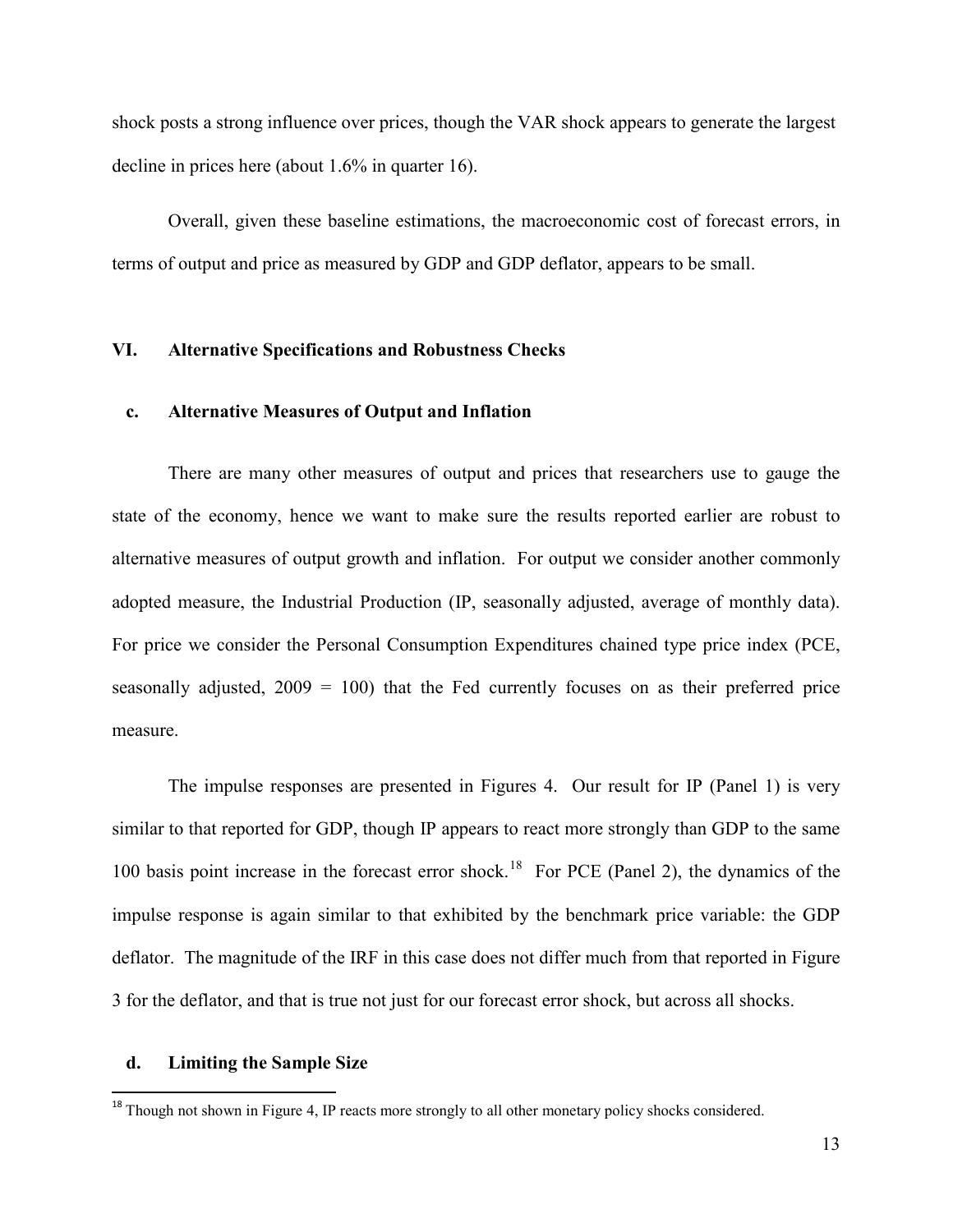shock posts a strong influence over prices, though the VAR shock appears to generate the largest decline in prices here (about 1.6% in quarter 16).

Overall, given these baseline estimations, the macroeconomic cost of forecast errors, in terms of output and price as measured by GDP and GDP deflator, appears to be small.

## VI. Alternative Specifications and Robustness Checks

### c. Alternative Measures of Output and Inflation

There are many other measures of output and prices that researchers use to gauge the state of the economy, hence we want to make sure the results reported earlier are robust to alternative measures of output growth and inflation. For output we consider another commonly adopted measure, the Industrial Production (IP, seasonally adjusted, average of monthly data). For price we consider the Personal Consumption Expenditures chained type price index (PCE, seasonally adjusted, 2009 = 100) that the Fed currently focuses on as their preferred price measure.

The impulse responses are presented in Figures 4. Our result for IP (Panel 1) is very similar to that reported for GDP, though IP appears to react more strongly than GDP to the same 100 basis point increase in the forecast error shock.[18] For PCE (Panel 2), the dynamics of the impulse response is again similar to that exhibited by the benchmark price variable: the GDP deflator. The magnitude of the IRF in this case does not differ much from that reported in Figure 3 for the deflator, and that is true not just for our forecast error shock, but across all shocks.

### d. Limiting the Sample Size

[18] Though not shown in Figure 4, IP reacts more strongly to all other monetary policy shocks considered.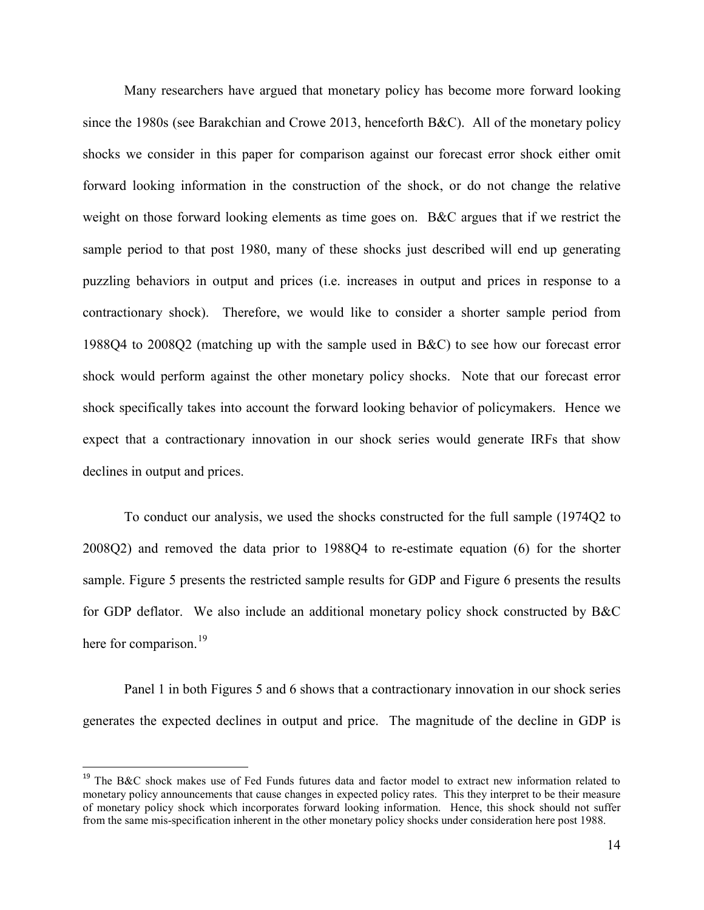Many researchers have argued that monetary policy has become more forward looking since the 1980s (see Barakchian and Crowe 2013, henceforth B&C). All of the monetary policy shocks we consider in this paper for comparison against our forecast error shock either omit forward looking information in the construction of the shock, or do not change the relative weight on those forward looking elements as time goes on. B&C argues that if we restrict the sample period to that post 1980, many of these shocks just described will end up generating puzzling behaviors in output and prices (i.e. increases in output and prices in response to a contractionary shock). Therefore, we would like to consider a shorter sample period from 1988Q4 to 2008Q2 (matching up with the sample used in B&C) to see how our forecast error shock would perform against the other monetary policy shocks. Note that our forecast error shock specifically takes into account the forward looking behavior of policymakers. Hence we expect that a contractionary innovation in our shock series would generate IRFs that show declines in output and prices.

To conduct our analysis, we used the shocks constructed for the full sample (1974Q2 to 2008Q2) and removed the data prior to 1988Q4 to re-estimate equation (6) for the shorter sample. Figure 5 presents the restricted sample results for GDP and Figure 6 presents the results for GDP deflator. We also include an additional monetary policy shock constructed by B&C here for comparison.[19]

Panel 1 in both Figures 5 and 6 shows that a contractionary innovation in our shock series generates the expected declines in output and price. The magnitude of the decline in GDP is

[19] The B&C shock makes use of Fed Funds futures data and factor model to extract new information related to monetary policy announcements that cause changes in expected policy rates. This they interpret to be their measure of monetary policy shock which incorporates forward looking information. Hence, this shock should not suffer from the same mis-specification inherent in the other monetary policy shocks under consideration here post 1988.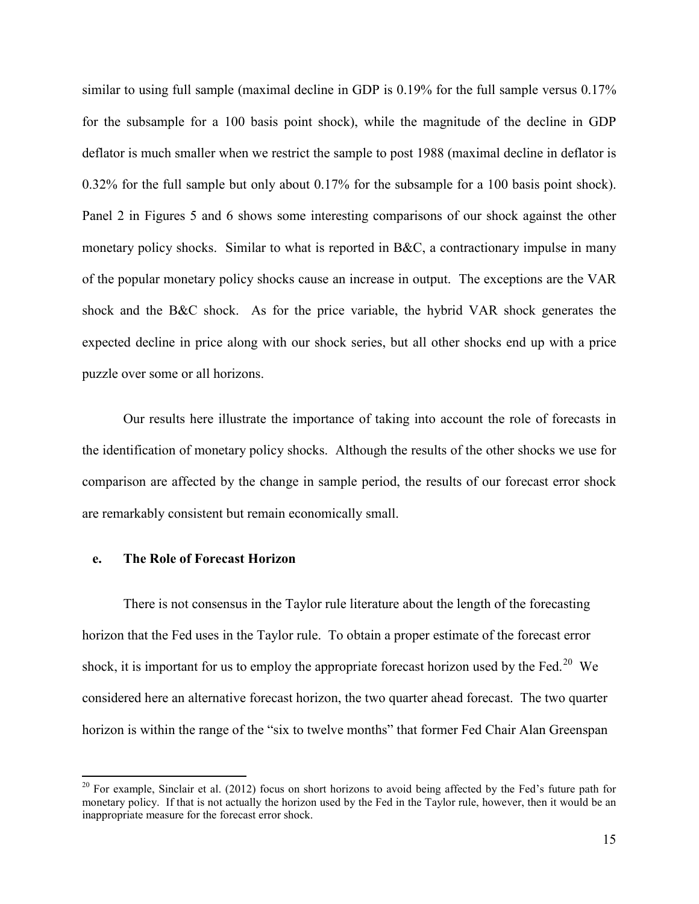similar to using full sample (maximal decline in GDP is 0.19% for the full sample versus 0.17% for the subsample for a 100 basis point shock), while the magnitude of the decline in GDP deflator is much smaller when we restrict the sample to post 1988 (maximal decline in deflator is 0.32% for the full sample but only about 0.17% for the subsample for a 100 basis point shock). Panel 2 in Figures 5 and 6 shows some interesting comparisons of our shock against the other monetary policy shocks. Similar to what is reported in B&C, a contractionary impulse in many of the popular monetary policy shocks cause an increase in output. The exceptions are the VAR shock and the B&C shock. As for the price variable, the hybrid VAR shock generates the expected decline in price along with our shock series, but all other shocks end up with a price puzzle over some or all horizons.

Our results here illustrate the importance of taking into account the role of forecasts in the identification of monetary policy shocks. Although the results of the other shocks we use for comparison are affected by the change in sample period, the results of our forecast error shock are remarkably consistent but remain economically small.

### e. The Role of Forecast Horizon

There is not consensus in the Taylor rule literature about the length of the forecasting horizon that the Fed uses in the Taylor rule. To obtain a proper estimate of the forecast error shock, it is important for us to employ the appropriate forecast horizon used by the Fed.[20] We considered here an alternative forecast horizon, the two quarter ahead forecast. The two quarter horizon is within the range of the "six to twelve months" that former Fed Chair Alan Greenspan

[20] For example, Sinclair et al. (2012) focus on short horizons to avoid being affected by the Fed's future path for monetary policy. If that is not actually the horizon used by the Fed in the Taylor rule, however, then it would be an inappropriate measure for the forecast error shock.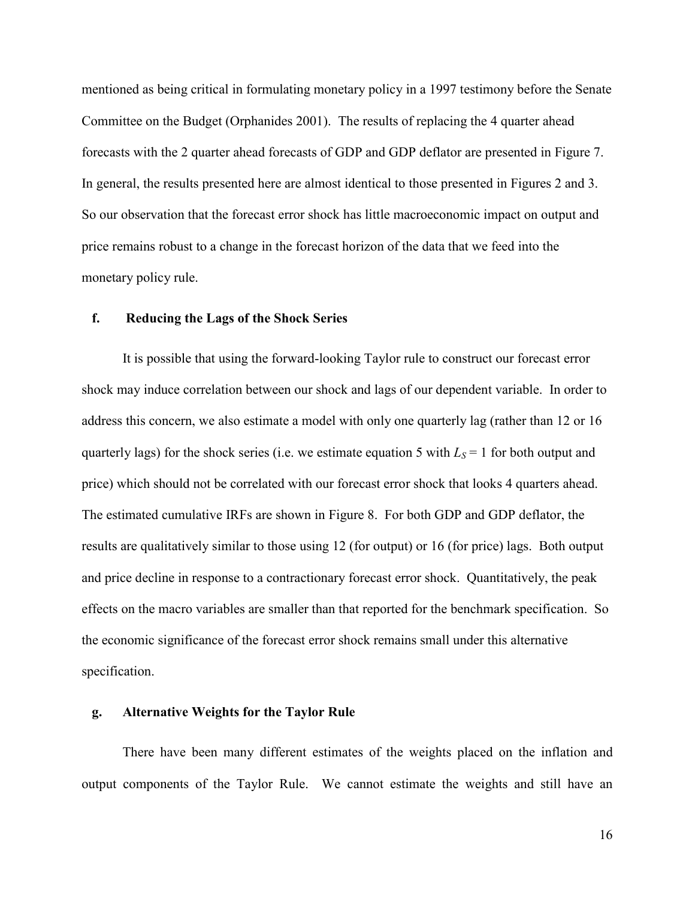mentioned as being critical in formulating monetary policy in a 1997 testimony before the Senate Committee on the Budget (Orphanides 2001). The results of replacing the 4 quarter ahead forecasts with the 2 quarter ahead forecasts of GDP and GDP deflator are presented in Figure 7. In general, the results presented here are almost identical to those presented in Figures 2 and 3. So our observation that the forecast error shock has little macroeconomic impact on output and price remains robust to a change in the forecast horizon of the data that we feed into the monetary policy rule.

### f. Reducing the Lags of the Shock Series

It is possible that using the forward-looking Taylor rule to construct our forecast error shock may induce correlation between our shock and lags of our dependent variable. In order to address this concern, we also estimate a model with only one quarterly lag (rather than 12 or 16 quarterly lags) for the shock series (i.e. we estimate equation 5 with $L_S = 1$ for both output and price) which should not be correlated with our forecast error shock that looks 4 quarters ahead. The estimated cumulative IRFs are shown in Figure 8. For both GDP and GDP deflator, the results are qualitatively similar to those using 12 (for output) or 16 (for price) lags. Both output and price decline in response to a contractionary forecast error shock. Quantitatively, the peak effects on the macro variables are smaller than that reported for the benchmark specification. So the economic significance of the forecast error shock remains small under this alternative specification.

### g. Alternative Weights for the Taylor Rule

There have been many different estimates of the weights placed on the inflation and output components of the Taylor Rule. We cannot estimate the weights and still have an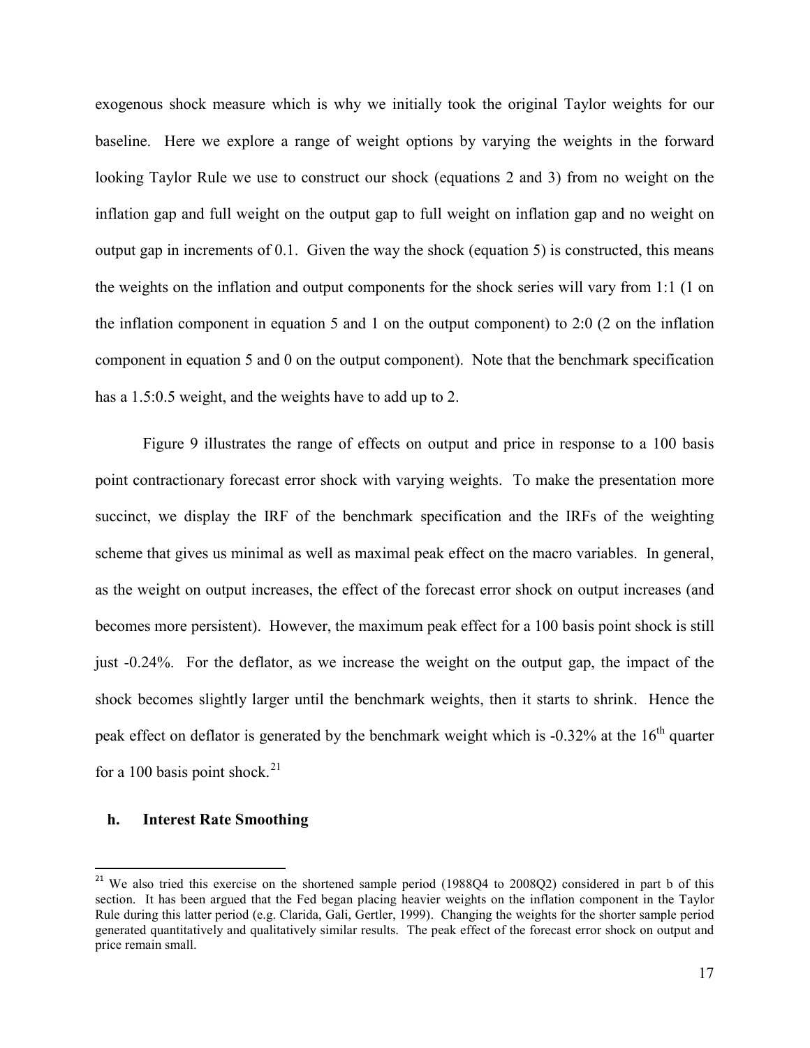exogenous shock measure which is why we initially took the original Taylor weights for our baseline. Here we explore a range of weight options by varying the weights in the forward looking Taylor Rule we use to construct our shock (equations 2 and 3) from no weight on the inflation gap and full weight on the output gap to full weight on inflation gap and no weight on output gap in increments of 0.1. Given the way the shock (equation 5) is constructed, this means the weights on the inflation and output components for the shock series will vary from 1:1 (1 on the inflation component in equation 5 and 1 on the output component) to 2:0 (2 on the inflation component in equation 5 and 0 on the output component). Note that the benchmark specification has a 1.5:0.5 weight, and the weights have to add up to 2.

Figure 9 illustrates the range of effects on output and price in response to a 100 basis point contractionary forecast error shock with varying weights. To make the presentation more succinct, we display the IRF of the benchmark specification and the IRFs of the weighting scheme that gives us minimal as well as maximal peak effect on the macro variables. In general, as the weight on output increases, the effect of the forecast error shock on output increases (and becomes more persistent). However, the maximum peak effect for a 100 basis point shock is still just -0.24%. For the deflator, as we increase the weight on the output gap, the impact of the shock becomes slightly larger until the benchmark weights, then it starts to shrink. Hence the peak effect on deflator is generated by the benchmark weight which is -0.32% at the 16th quarter for a 100 basis point shock.[21]

### h. Interest Rate Smoothing

[21] We also tried this exercise on the shortened sample period (1988Q4 to 2008Q2) considered in part b of this section. It has been argued that the Fed began placing heavier weights on the inflation component in the Taylor Rule during this latter period (e.g. Clarida, Gali, Gertler, 1999). Changing the weights for the shorter sample period generated quantitatively and qualitatively similar results. The peak effect of the forecast error shock on output and price remain small.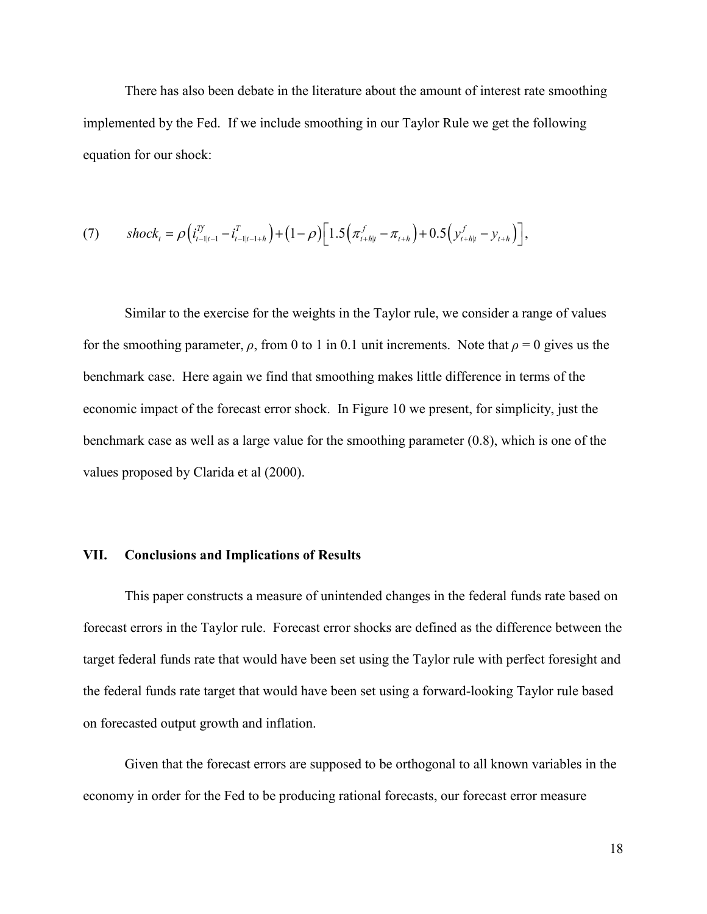There has also been debate in the literature about the amount of interest rate smoothing implemented by the Fed. If we include smoothing in our Taylor Rule we get the following equation for our shock:

$$(7) \qquad shock_t = \rho\left(i^{Tf}_{t-1|t-1} - i^{T}_{t-1|t-1+h}\right) + \left(1-\rho\right)\left[1.5\left(\pi^{f}_{t+h|t} - \pi_{t+h}\right) + 0.5\left(y^{f}_{t+h|t} - y_{t+h}\right)\right],$$

Similar to the exercise for the weights in the Taylor rule, we consider a range of values for the smoothing parameter, $\rho$, from 0 to 1 in 0.1 unit increments. Note that $\rho = 0$ gives us the benchmark case. Here again we find that smoothing makes little difference in terms of the economic impact of the forecast error shock. In Figure 10 we present, for simplicity, just the benchmark case as well as a large value for the smoothing parameter (0.8), which is one of the values proposed by Clarida et al (2000).

## VII. Conclusions and Implications of Results

This paper constructs a measure of unintended changes in the federal funds rate based on forecast errors in the Taylor rule. Forecast error shocks are defined as the difference between the target federal funds rate that would have been set using the Taylor rule with perfect foresight and the federal funds rate target that would have been set using a forward-looking Taylor rule based on forecasted output growth and inflation.

Given that the forecast errors are supposed to be orthogonal to all known variables in the economy in order for the Fed to be producing rational forecasts, our forecast error measure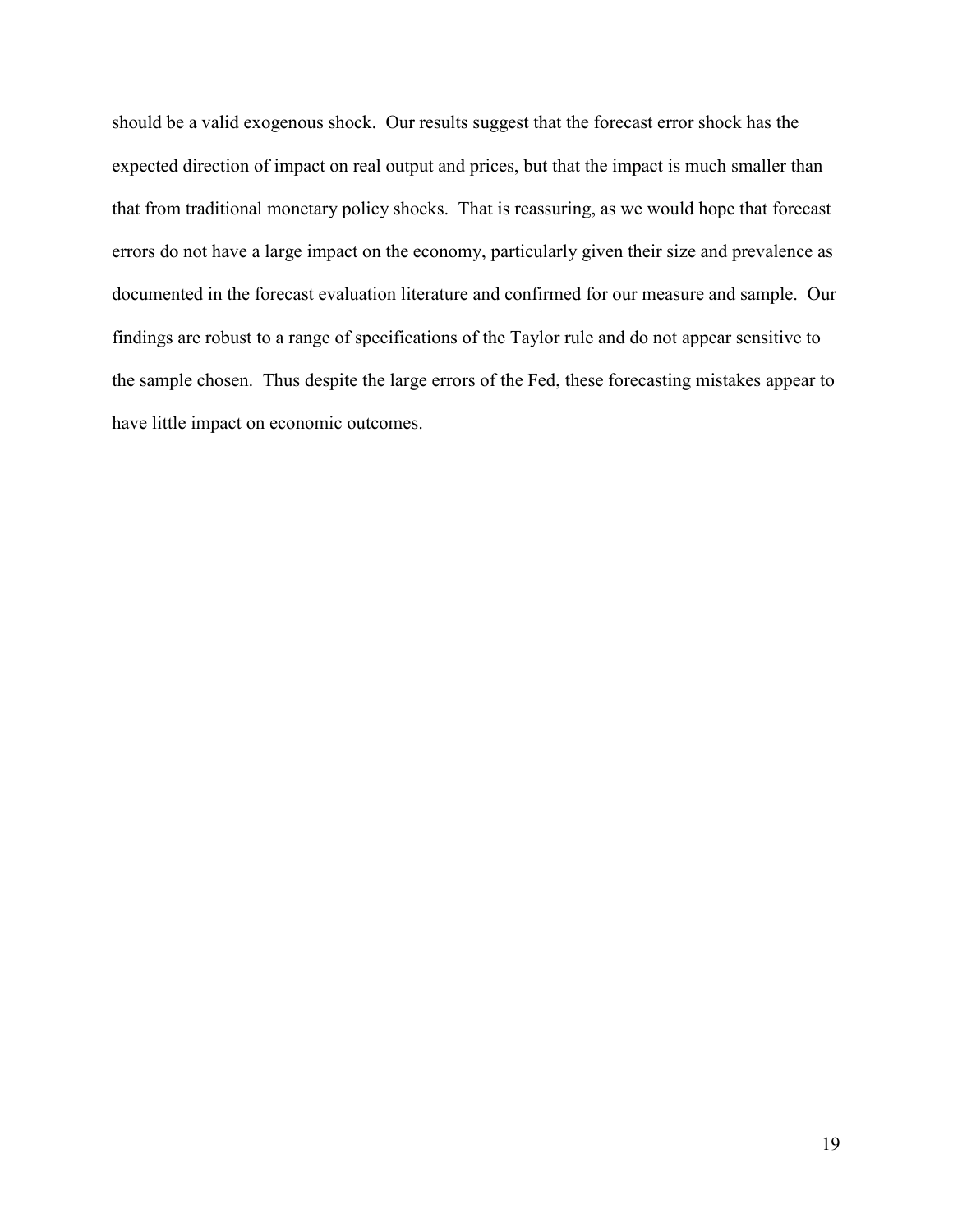should be a valid exogenous shock. Our results suggest that the forecast error shock has the expected direction of impact on real output and prices, but that the impact is much smaller than that from traditional monetary policy shocks. That is reassuring, as we would hope that forecast errors do not have a large impact on the economy, particularly given their size and prevalence as documented in the forecast evaluation literature and confirmed for our measure and sample. Our findings are robust to a range of specifications of the Taylor rule and do not appear sensitive to the sample chosen. Thus despite the large errors of the Fed, these forecasting mistakes appear to have little impact on economic outcomes.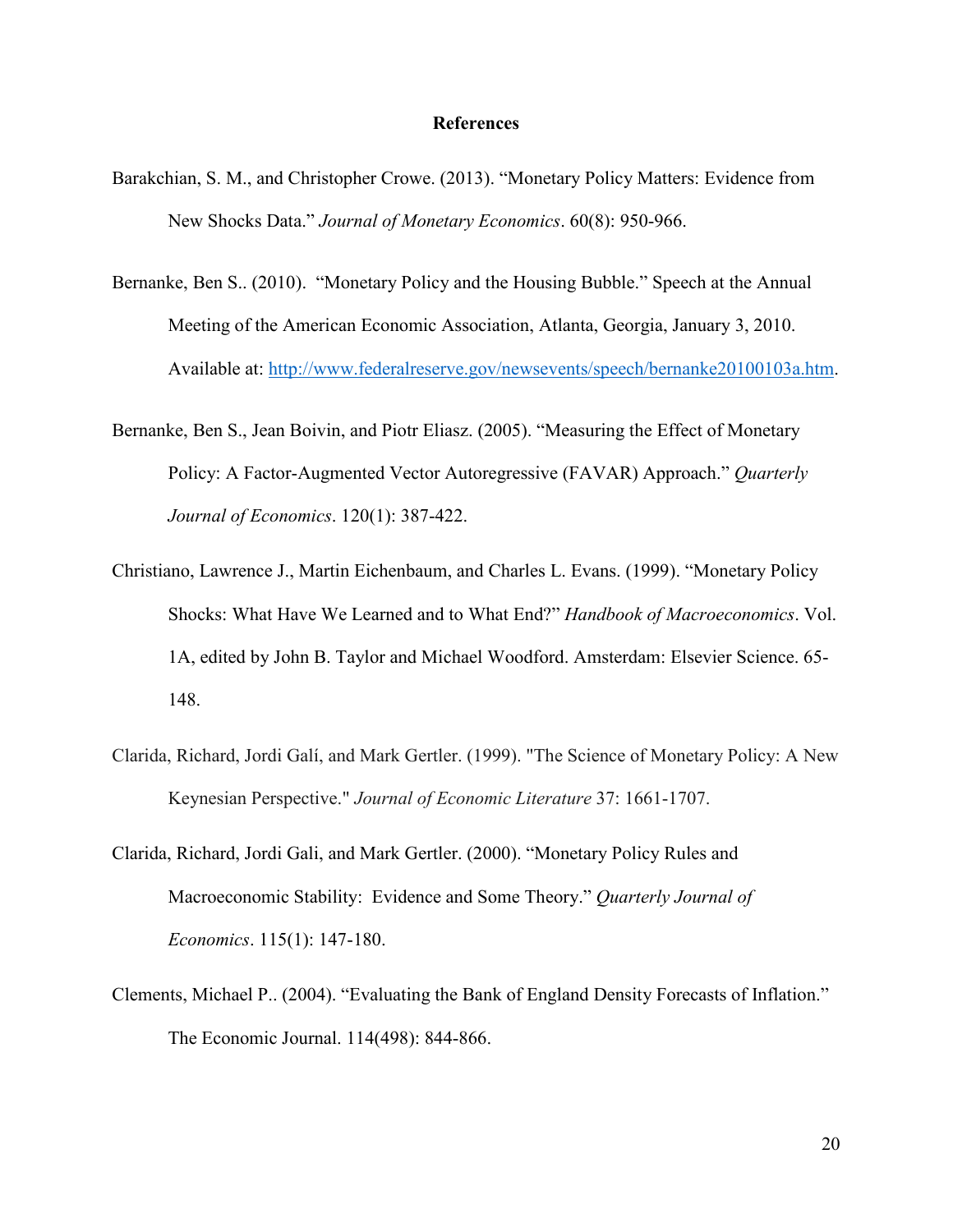# References

Barakchian, S. M., and Christopher Crowe. (2013). "Monetary Policy Matters: Evidence from New Shocks Data." *Journal of Monetary Economics*. 60(8): 950-966.

Bernanke, Ben S.. (2010). "Monetary Policy and the Housing Bubble." Speech at the Annual Meeting of the American Economic Association, Atlanta, Georgia, January 3, 2010. Available at: http://www.federalreserve.gov/newsevents/speech/bernanke20100103a.htm.

Bernanke, Ben S., Jean Boivin, and Piotr Eliasz. (2005). "Measuring the Effect of Monetary Policy: A Factor-Augmented Vector Autoregressive (FAVAR) Approach." *Quarterly Journal of Economics*. 120(1): 387-422.

Christiano, Lawrence J., Martin Eichenbaum, and Charles L. Evans. (1999). "Monetary Policy Shocks: What Have We Learned and to What End?" *Handbook of Macroeconomics*. Vol. 1A, edited by John B. Taylor and Michael Woodford. Amsterdam: Elsevier Science. 65-148.

Clarida, Richard, Jordi Galí, and Mark Gertler. (1999). "The Science of Monetary Policy: A New Keynesian Perspective." *Journal of Economic Literature* 37: 1661-1707.

Clarida, Richard, Jordi Gali, and Mark Gertler. (2000). "Monetary Policy Rules and Macroeconomic Stability: Evidence and Some Theory." *Quarterly Journal of Economics*. 115(1): 147-180.

Clements, Michael P.. (2004). "Evaluating the Bank of England Density Forecasts of Inflation." The Economic Journal. 114(498): 844-866.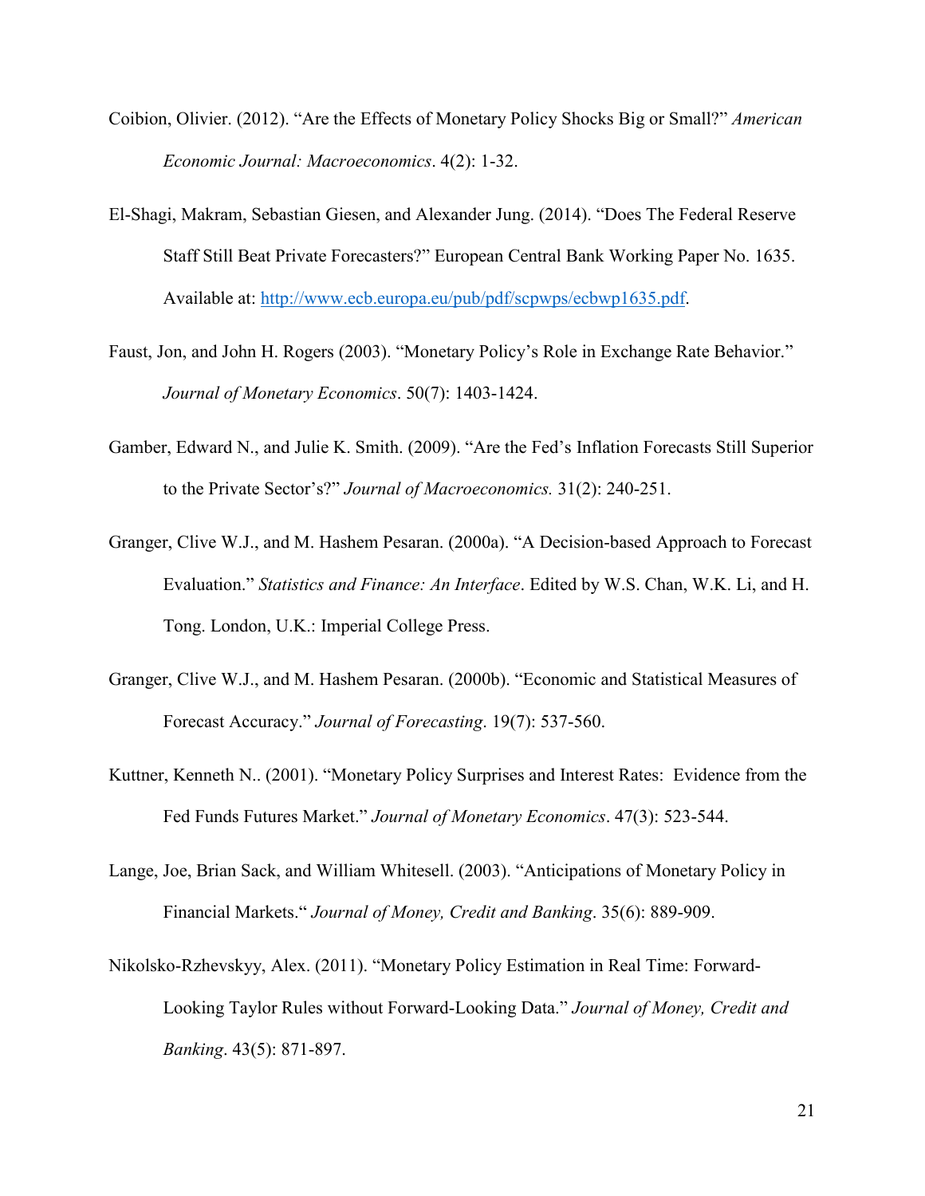Coibion, Olivier. (2012). "Are the Effects of Monetary Policy Shocks Big or Small?" *American Economic Journal: Macroeconomics*. 4(2): 1-32.

El-Shagi, Makram, Sebastian Giesen, and Alexander Jung. (2014). "Does The Federal Reserve Staff Still Beat Private Forecasters?" European Central Bank Working Paper No. 1635. Available at: [http://www.ecb.europa.eu/pub/pdf/scpwps/ecbwp1635.pdf](http://www.ecb.europa.eu/pub/pdf/scpwps/ecbwp1635.pdf).

Faust, Jon, and John H. Rogers (2003). "Monetary Policy's Role in Exchange Rate Behavior." *Journal of Monetary Economics*. 50(7): 1403-1424.

Gamber, Edward N., and Julie K. Smith. (2009). "Are the Fed's Inflation Forecasts Still Superior to the Private Sector's?" *Journal of Macroeconomics.* 31(2): 240-251.

Granger, Clive W.J., and M. Hashem Pesaran. (2000a). "A Decision-based Approach to Forecast Evaluation." *Statistics and Finance: An Interface*. Edited by W.S. Chan, W.K. Li, and H. Tong. London, U.K.: Imperial College Press.

Granger, Clive W.J., and M. Hashem Pesaran. (2000b). "Economic and Statistical Measures of Forecast Accuracy." *Journal of Forecasting*. 19(7): 537-560.

Kuttner, Kenneth N.. (2001). "Monetary Policy Surprises and Interest Rates: Evidence from the Fed Funds Futures Market." *Journal of Monetary Economics*. 47(3): 523-544.

Lange, Joe, Brian Sack, and William Whitesell. (2003). "Anticipations of Monetary Policy in Financial Markets." *Journal of Money, Credit and Banking*. 35(6): 889-909.

Nikolsko-Rzhevskyy, Alex. (2011). "Monetary Policy Estimation in Real Time: Forward-Looking Taylor Rules without Forward-Looking Data." *Journal of Money, Credit and Banking*. 43(5): 871-897.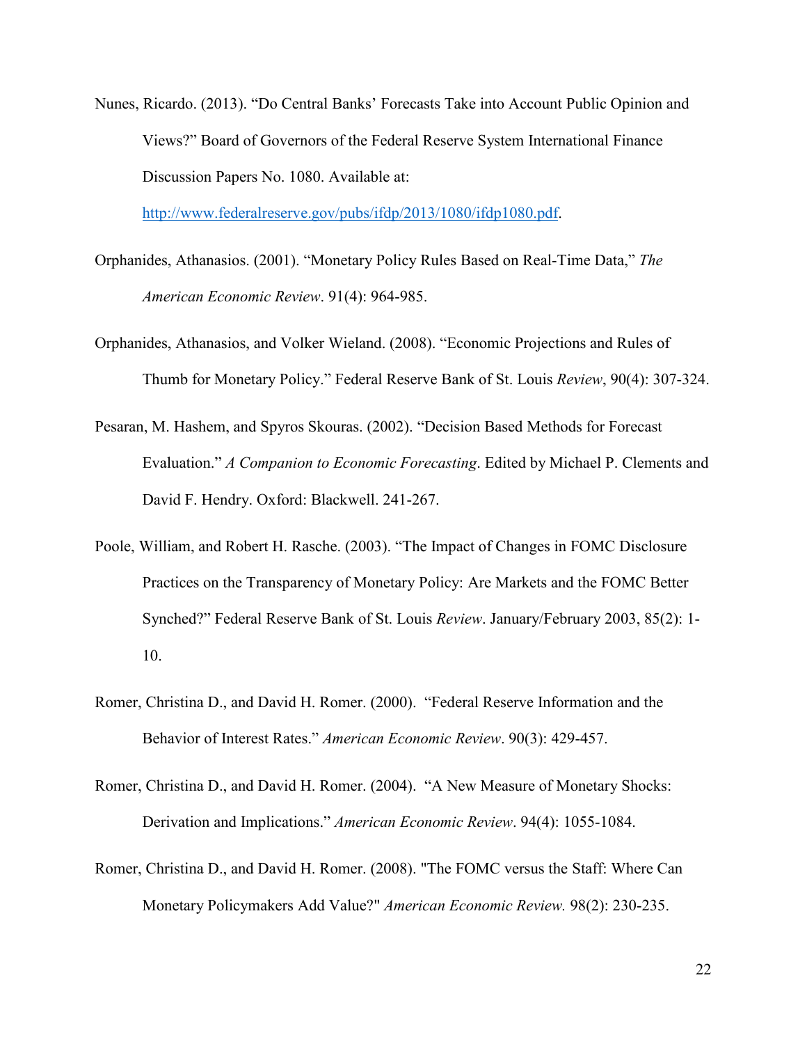Nunes, Ricardo. (2013). "Do Central Banks' Forecasts Take into Account Public Opinion and Views?" Board of Governors of the Federal Reserve System International Finance Discussion Papers No. 1080. Available at: http://www.federalreserve.gov/pubs/ifdp/2013/1080/ifdp1080.pdf.

Orphanides, Athanasios. (2001). "Monetary Policy Rules Based on Real-Time Data," *The American Economic Review*. 91(4): 964-985.

Orphanides, Athanasios, and Volker Wieland. (2008). "Economic Projections and Rules of Thumb for Monetary Policy." Federal Reserve Bank of St. Louis *Review*, 90(4): 307-324.

Pesaran, M. Hashem, and Spyros Skouras. (2002). "Decision Based Methods for Forecast Evaluation." *A Companion to Economic Forecasting*. Edited by Michael P. Clements and David F. Hendry. Oxford: Blackwell. 241-267.

Poole, William, and Robert H. Rasche. (2003). "The Impact of Changes in FOMC Disclosure Practices on the Transparency of Monetary Policy: Are Markets and the FOMC Better Synched?" Federal Reserve Bank of St. Louis *Review*. January/February 2003, 85(2): 1-10.

Romer, Christina D., and David H. Romer. (2000). "Federal Reserve Information and the Behavior of Interest Rates." *American Economic Review*. 90(3): 429-457.

Romer, Christina D., and David H. Romer. (2004). "A New Measure of Monetary Shocks: Derivation and Implications." *American Economic Review*. 94(4): 1055-1084.

Romer, Christina D., and David H. Romer. (2008). "The FOMC versus the Staff: Where Can Monetary Policymakers Add Value?" *American Economic Review.* 98(2): 230-235.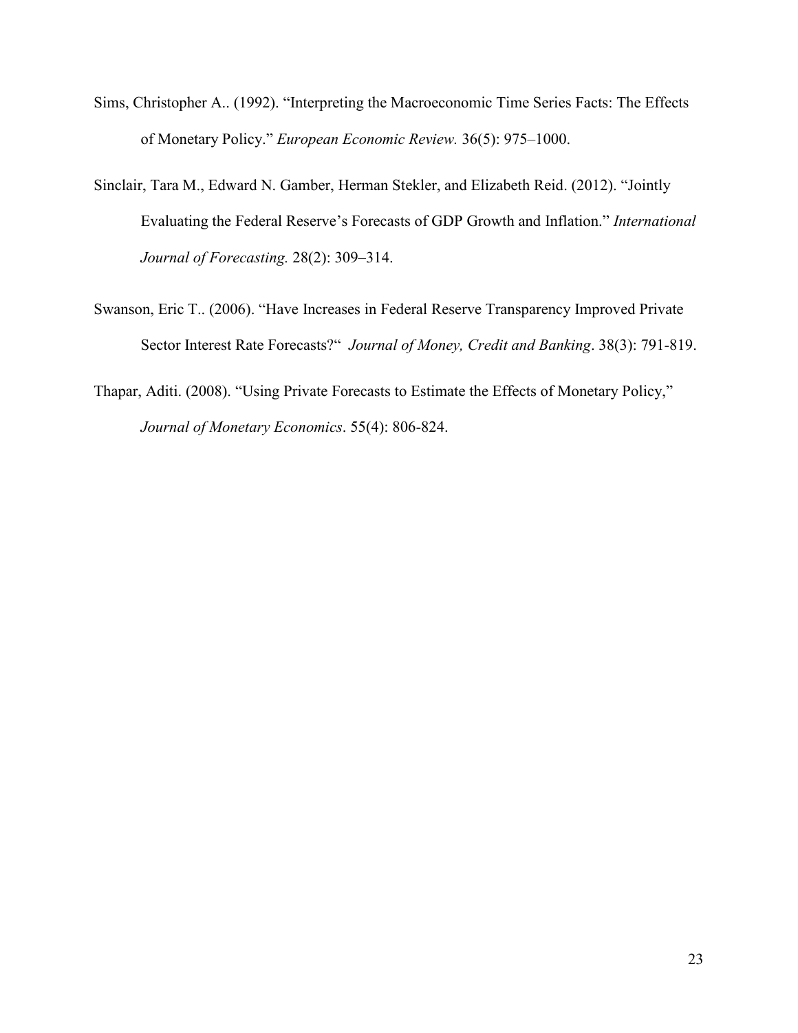Sims, Christopher A.. (1992). “Interpreting the Macroeconomic Time Series Facts: The Effects of Monetary Policy.” *European Economic Review.* 36(5): 975–1000.

Sinclair, Tara M., Edward N. Gamber, Herman Stekler, and Elizabeth Reid. (2012). “Jointly Evaluating the Federal Reserve’s Forecasts of GDP Growth and Inflation.” *International Journal of Forecasting.* 28(2): 309–314.

Swanson, Eric T.. (2006). “Have Increases in Federal Reserve Transparency Improved Private Sector Interest Rate Forecasts?“ *Journal of Money, Credit and Banking*. 38(3): 791-819.

Thapar, Aditi. (2008). “Using Private Forecasts to Estimate the Effects of Monetary Policy,” *Journal of Monetary Economics*. 55(4): 806-824.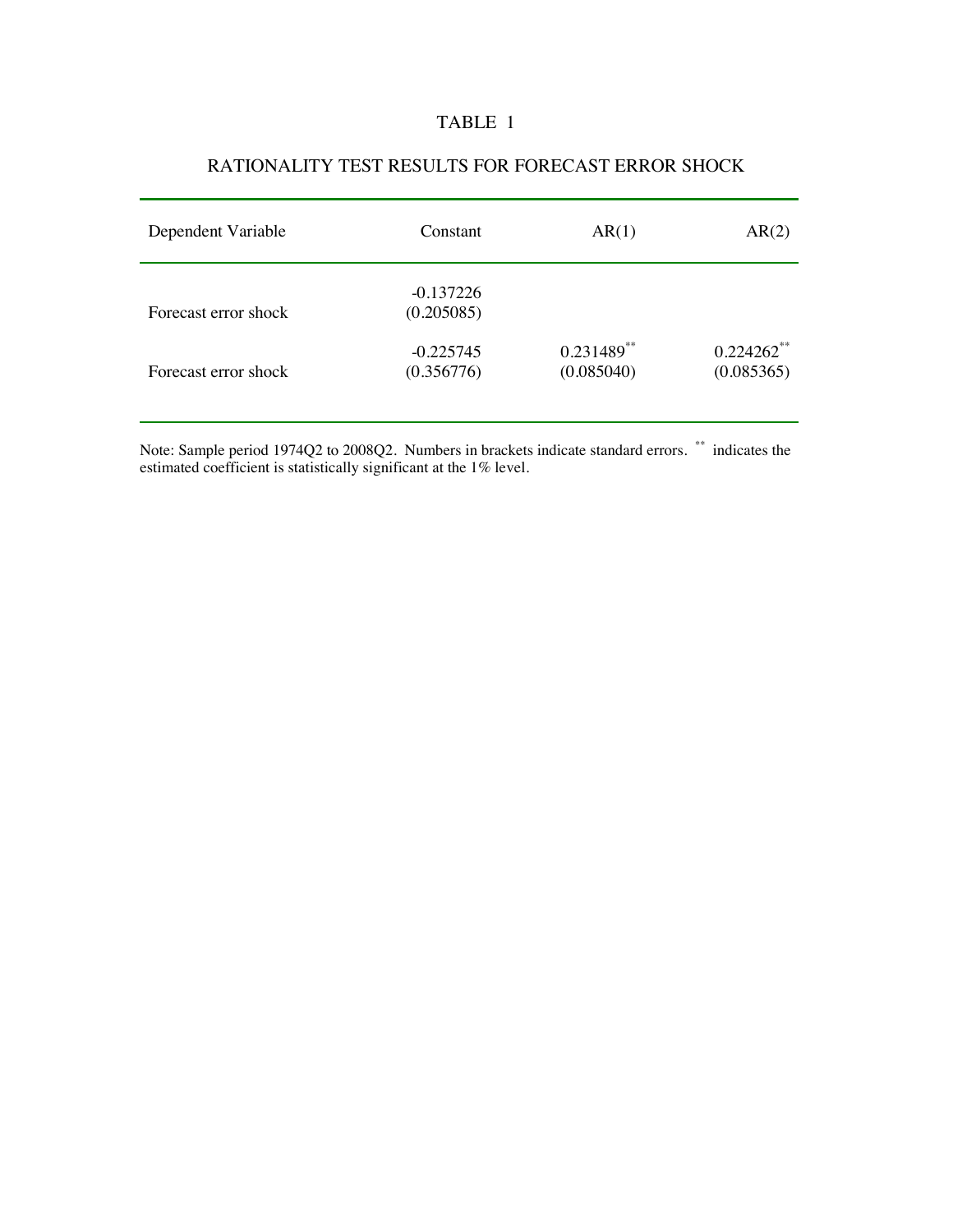# TABLE 1

## RATIONALITY TEST RESULTS FOR FORECAST ERROR SHOCK

| Dependent Variable | Constant | AR(1) | AR(2) |
|---|---|---|---|
| Forecast error shock | -0.137226<br>(0.205085) | | |
| Forecast error shock | -0.225745<br>(0.356776) | 0.231489**<br>(0.085040) | 0.224262**<br>(0.085365) |

Note: Sample period 1974Q2 to 2008Q2. Numbers in brackets indicate standard errors. ** indicates the estimated coefficient is statistically significant at the 1% level.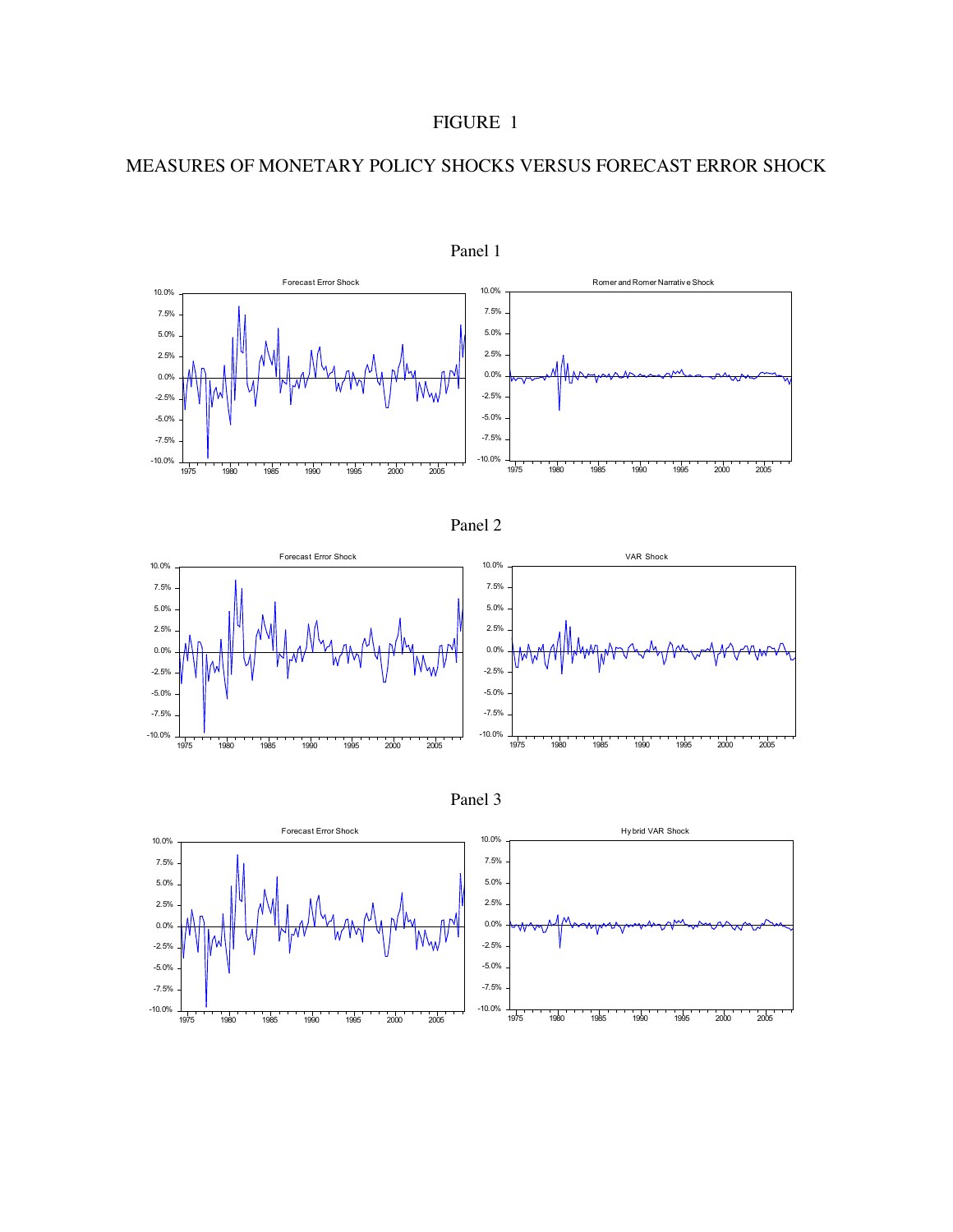# FIGURE 1

## MEASURES OF MONETARY POLICY SHOCKS VERSUS FORECAST ERROR SHOCK

Panel 1

Forecast Error Shock

Romer and Romer Narrative Shock

Panel 2

Forecast Error Shock

VAR Shock

Panel 3

Forecast Error Shock

Hybrid VAR Shock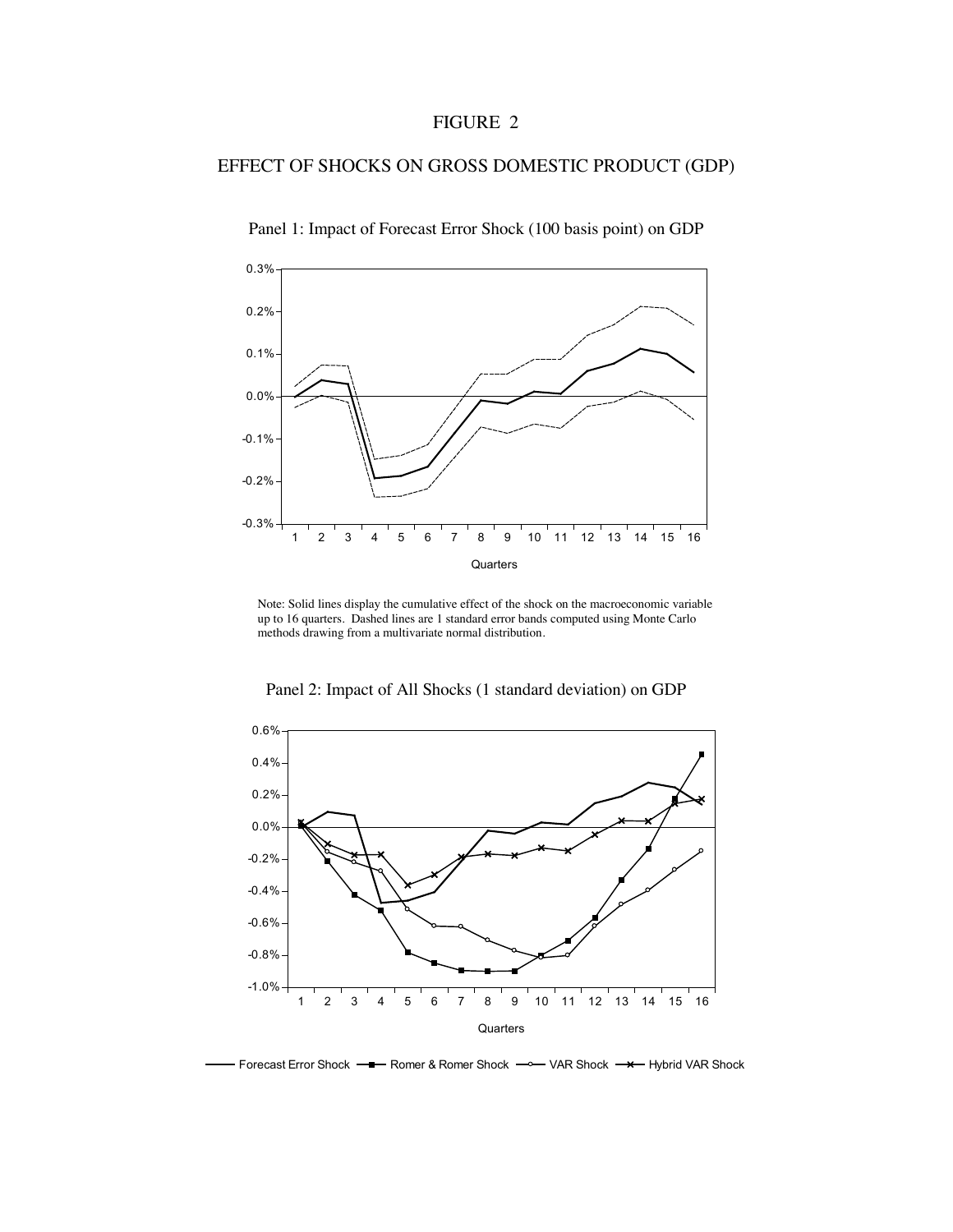# FIGURE 2

## EFFECT OF SHOCKS ON GROSS DOMESTIC PRODUCT (GDP)

Panel 1: Impact of Forecast Error Shock (100 basis point) on GDP

Note: Solid lines display the cumulative effect of the shock on the macroeconomic variable up to 16 quarters. Dashed lines are 1 standard error bands computed using Monte Carlo methods drawing from a multivariate normal distribution.

Panel 2: Impact of All Shocks (1 standard deviation) on GDP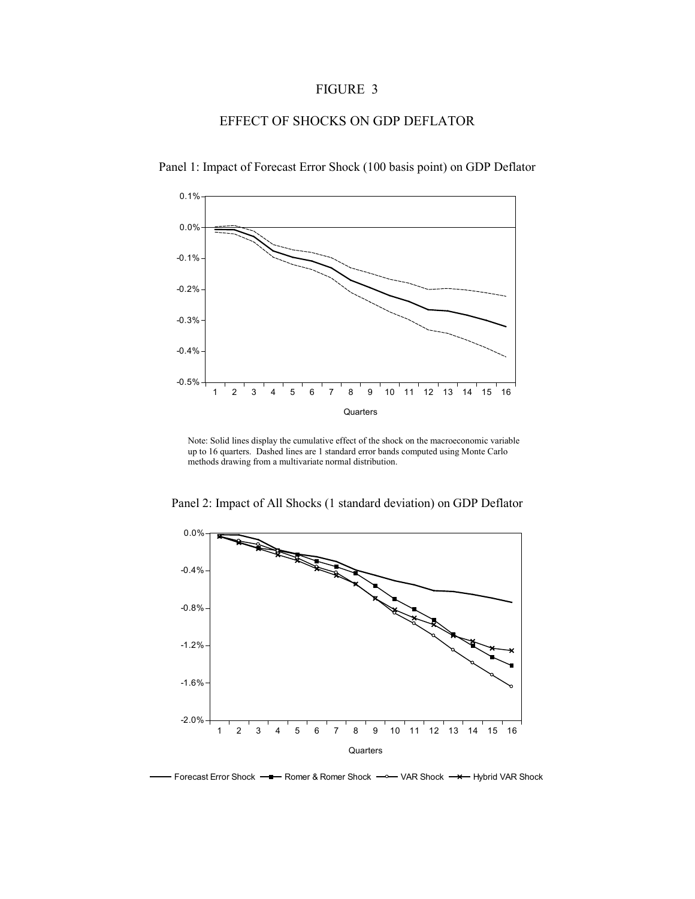FIGURE 3

EFFECT OF SHOCKS ON GDP DEFLATOR

Panel 1: Impact of Forecast Error Shock (100 basis point) on GDP Deflator

Note: Solid lines display the cumulative effect of the shock on the macroeconomic variable up to 16 quarters. Dashed lines are 1 standard error bands computed using Monte Carlo methods drawing from a multivariate normal distribution.

Panel 2: Impact of All Shocks (1 standard deviation) on GDP Deflator

Forecast Error Shock — Romer & Romer Shock — VAR Shock — Hybrid VAR Shock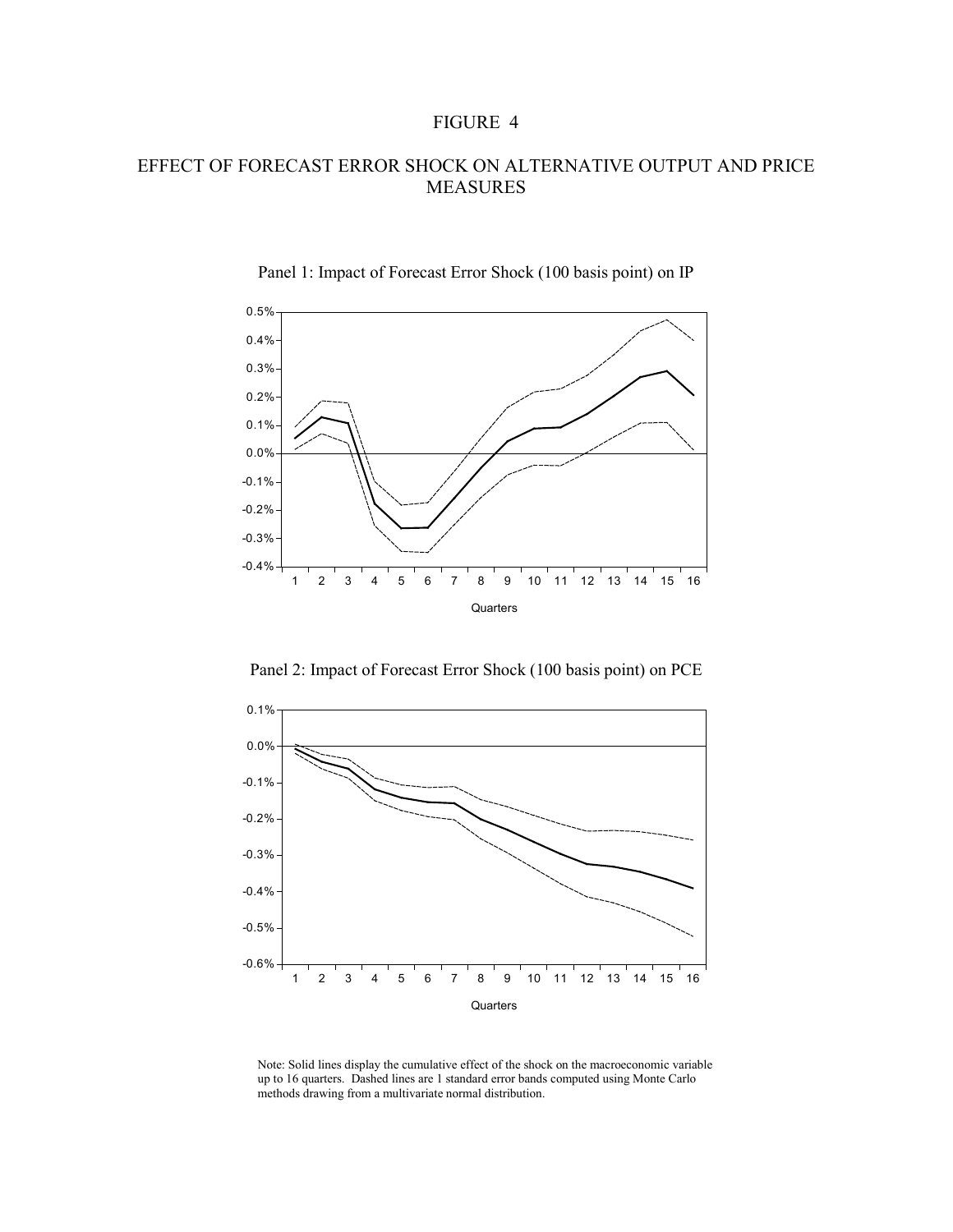# FIGURE 4

## EFFECT OF FORECAST ERROR SHOCK ON ALTERNATIVE OUTPUT AND PRICE MEASURES

Panel 1: Impact of Forecast Error Shock (100 basis point) on IP

Panel 2: Impact of Forecast Error Shock (100 basis point) on PCE

Note: Solid lines display the cumulative effect of the shock on the macroeconomic variable up to 16 quarters. Dashed lines are 1 standard error bands computed using Monte Carlo methods drawing from a multivariate normal distribution.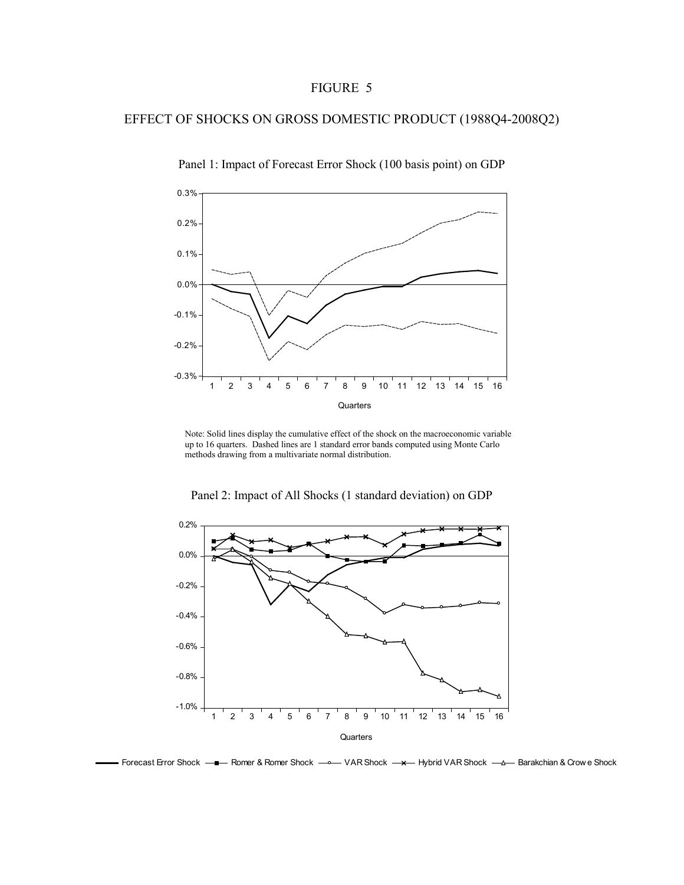FIGURE 5

EFFECT OF SHOCKS ON GROSS DOMESTIC PRODUCT (1988Q4-2008Q2)

Panel 1: Impact of Forecast Error Shock (100 basis point) on GDP

Note: Solid lines display the cumulative effect of the shock on the macroeconomic variable up to 16 quarters. Dashed lines are 1 standard error bands computed using Monte Carlo methods drawing from a multivariate normal distribution.

Panel 2: Impact of All Shocks (1 standard deviation) on GDP

Forecast Error Shock — Romer & Romer Shock — VAR Shock — Hybrid VAR Shock — Barakchian & Crowe Shock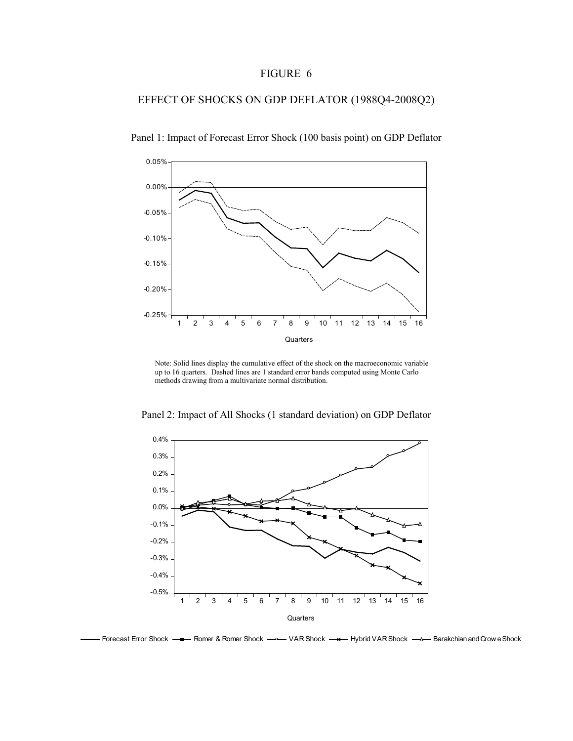# FIGURE 6

## EFFECT OF SHOCKS ON GDP DEFLATOR (1988Q4-2008Q2)

Panel 1: Impact of Forecast Error Shock (100 basis point) on GDP Deflator

Note: Solid lines display the cumulative effect of the shock on the macroeconomic variable up to 16 quarters. Dashed lines are 1 standard error bands computed using Monte Carlo methods drawing from a multivariate normal distribution.

Panel 2: Impact of All Shocks (1 standard deviation) on GDP Deflator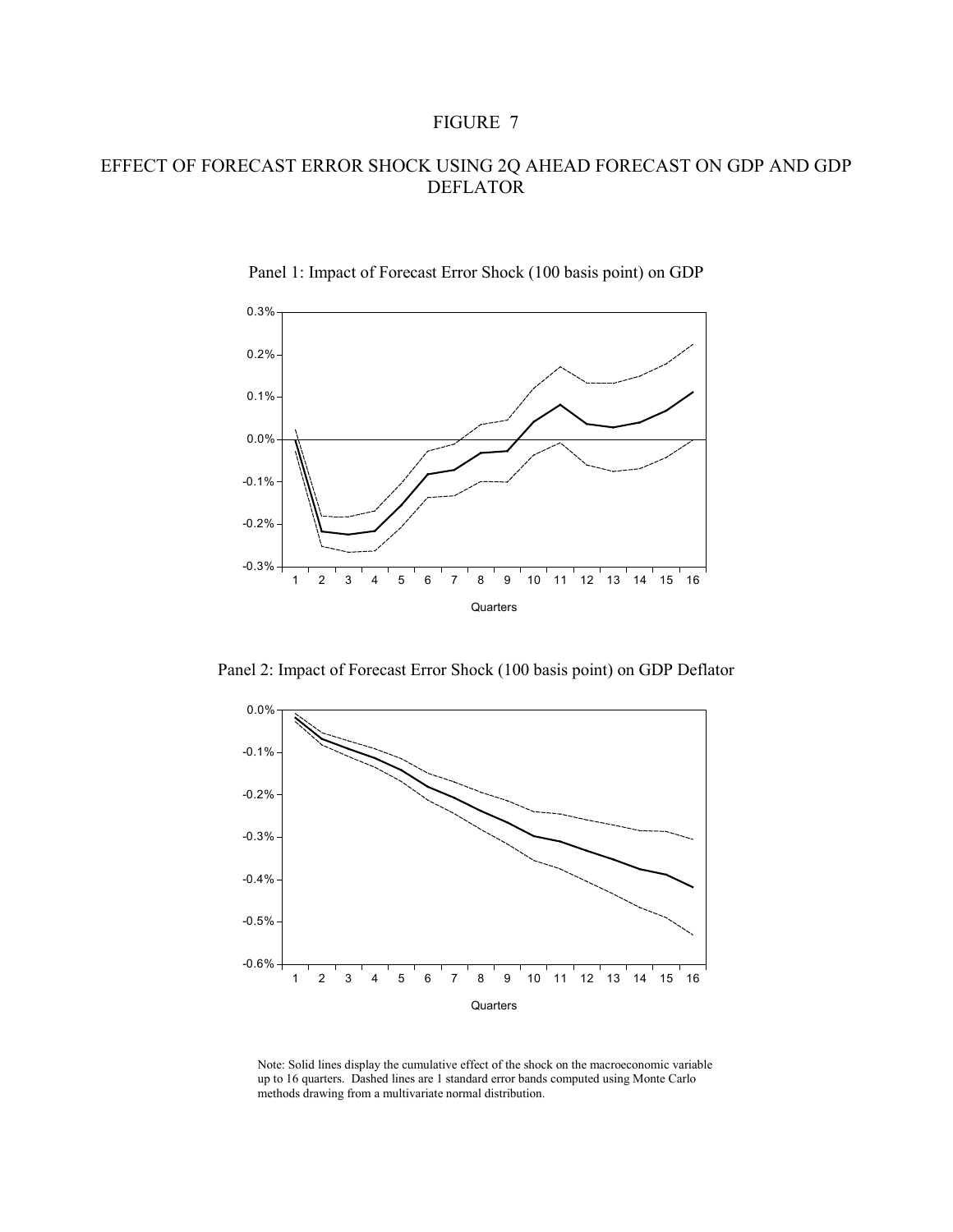# FIGURE 7

## EFFECT OF FORECAST ERROR SHOCK USING 2Q AHEAD FORECAST ON GDP AND GDP DEFLATOR

Panel 1: Impact of Forecast Error Shock (100 basis point) on GDP

Panel 2: Impact of Forecast Error Shock (100 basis point) on GDP Deflator

Note: Solid lines display the cumulative effect of the shock on the macroeconomic variable up to 16 quarters. Dashed lines are 1 standard error bands computed using Monte Carlo methods drawing from a multivariate normal distribution.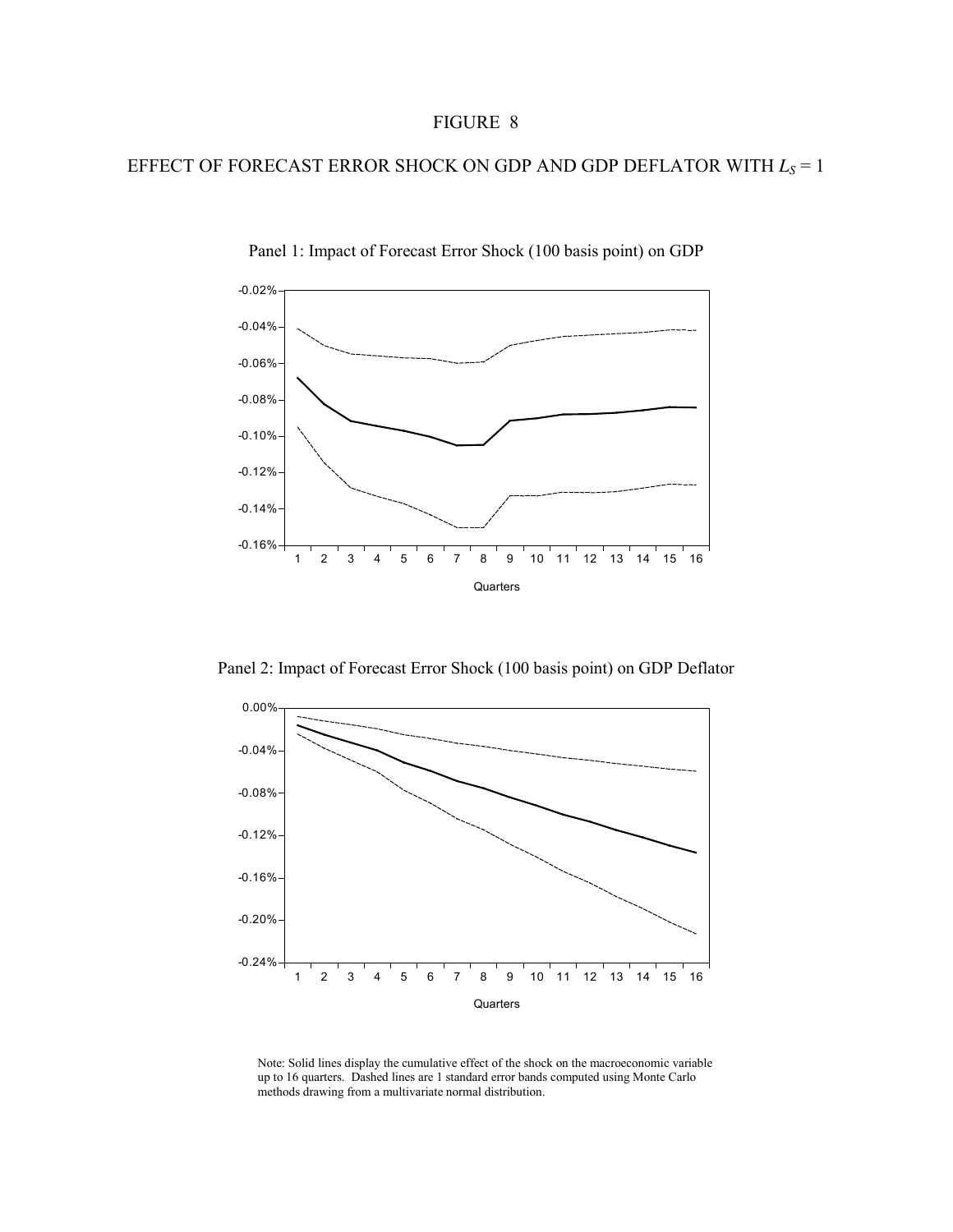# FIGURE 8

## EFFECT OF FORECAST ERROR SHOCK ON GDP AND GDP DEFLATOR WITH $L_S = 1$

Panel 1: Impact of Forecast Error Shock (100 basis point) on GDP

Panel 2: Impact of Forecast Error Shock (100 basis point) on GDP Deflator

Note: Solid lines display the cumulative effect of the shock on the macroeconomic variable up to 16 quarters. Dashed lines are 1 standard error bands computed using Monte Carlo methods drawing from a multivariate normal distribution.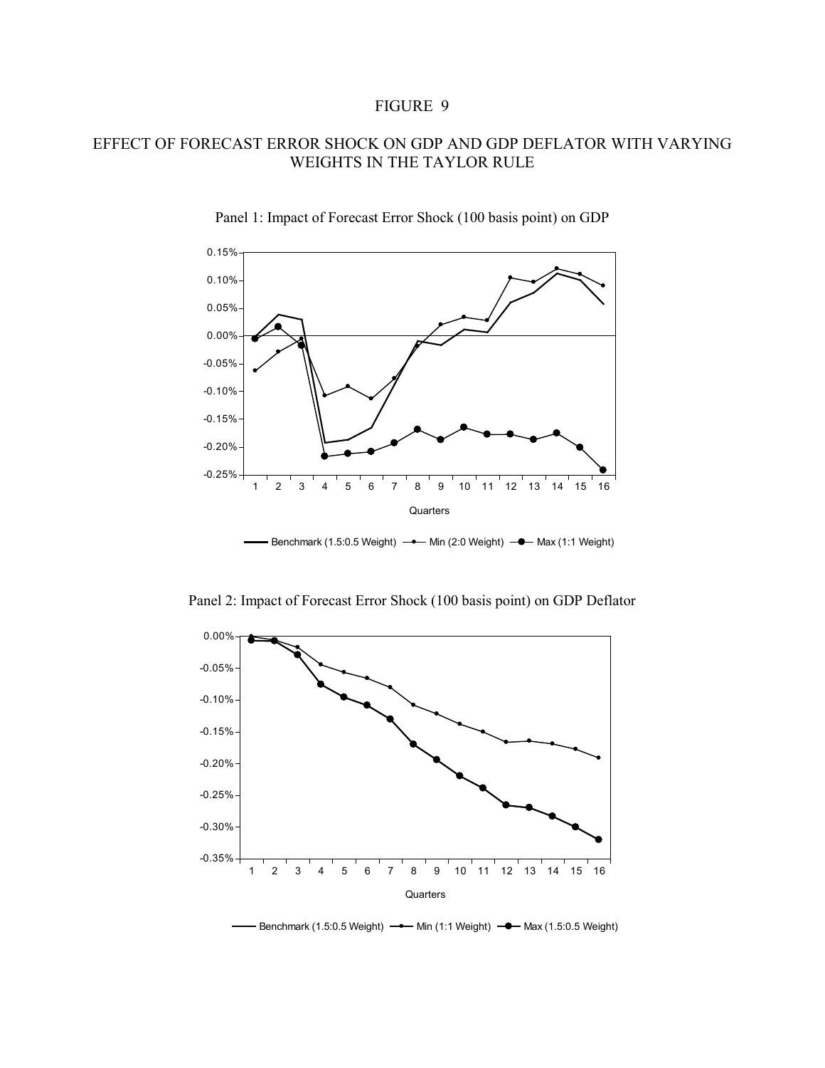# FIGURE 9

## EFFECT OF FORECAST ERROR SHOCK ON GDP AND GDP DEFLATOR WITH VARYING WEIGHTS IN THE TAYLOR RULE

Panel 1: Impact of Forecast Error Shock (100 basis point) on GDP

Benchmark (1.5:0.5 Weight) — Min (2:0 Weight) — Max (1:1 Weight)

Panel 2: Impact of Forecast Error Shock (100 basis point) on GDP Deflator

Benchmark (1.5:0.5 Weight) — Min (1:1 Weight) — Max (1.5:0.5 Weight)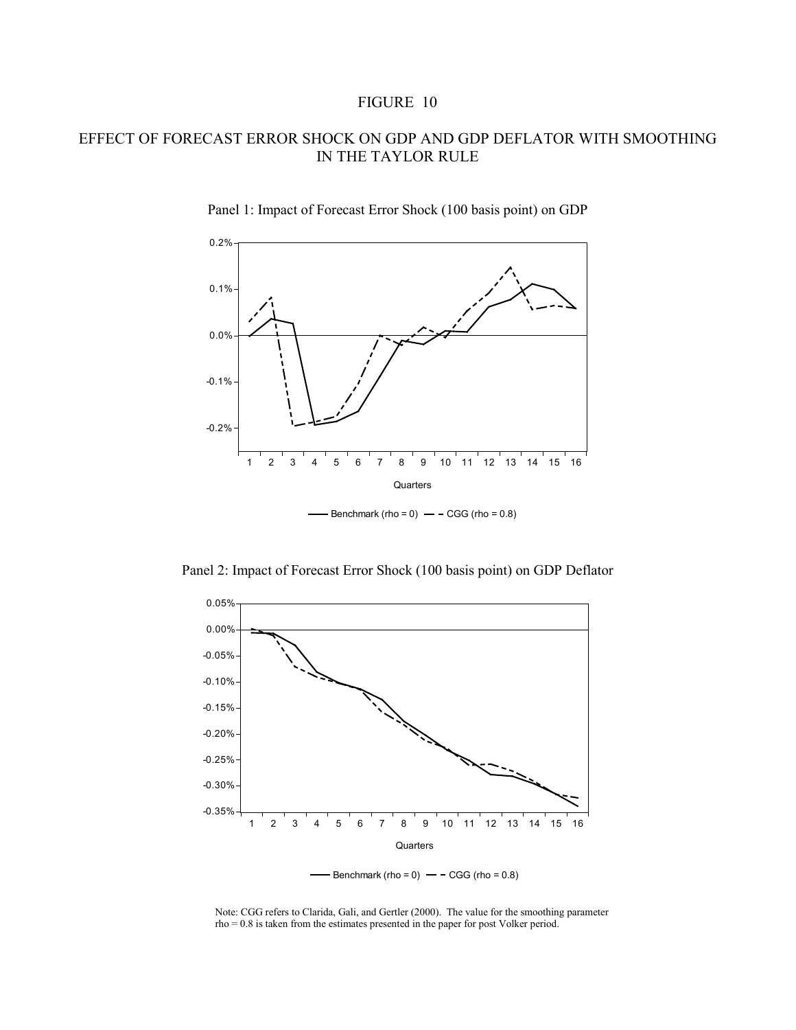FIGURE 10

EFFECT OF FORECAST ERROR SHOCK ON GDP AND GDP DEFLATOR WITH SMOOTHING IN THE TAYLOR RULE

Panel 1: Impact of Forecast Error Shock (100 basis point) on GDP

0.2%
0.1%
0.0%
-0.1%
-0.2%

1 2 3 4 5 6 7 8 9 10 11 12 13 14 15 16

Quarters

Benchmark (rho = 0) CGG (rho = 0.8)

Panel 2: Impact of Forecast Error Shock (100 basis point) on GDP Deflator

0.05%
0.00%
-0.05%
-0.10%
-0.15%
-0.20%
-0.25%
-0.30%
-0.35%

1 2 3 4 5 6 7 8 9 10 11 12 13 14 15 16

Quarters

Benchmark (rho = 0) CGG (rho = 0.8)

Note: CGG refers to Clarida, Gali, and Gertler (2000). The value for the smoothing parameter rho = 0.8 is taken from the estimates presented in the paper for post Volker period.